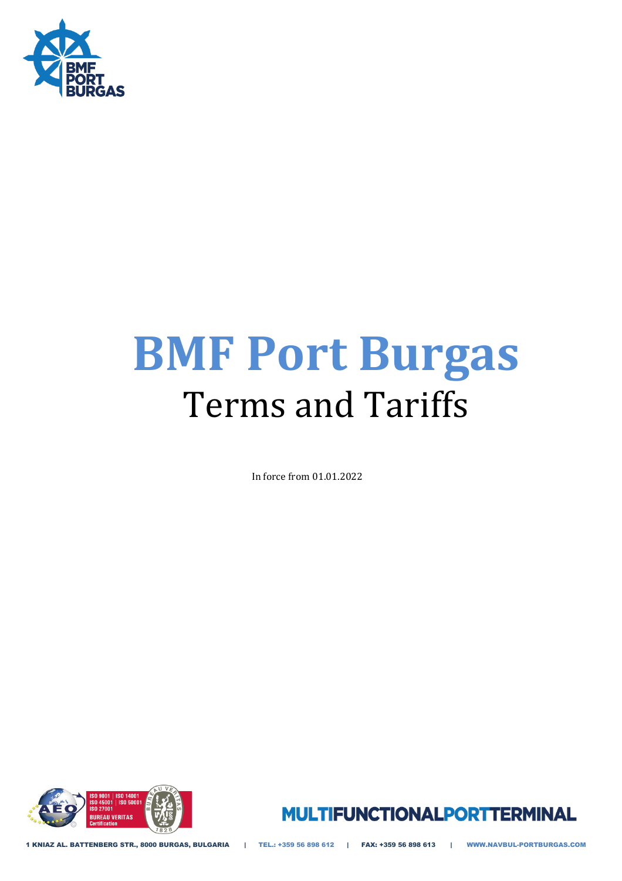# BMF Port Burgas

## Terms and Tariffs

In force from 01.01.2022

MULTIFUNCTIONALPORTTERMINAL

1 KNIAZ AL. BATTENBERG STR., 8000 BURGAS, BULGARIA | TEL.: +359 56 898 612 | FAX: +359 56 898 613 | WWW.NAVBUL-PORTBURGAS.COM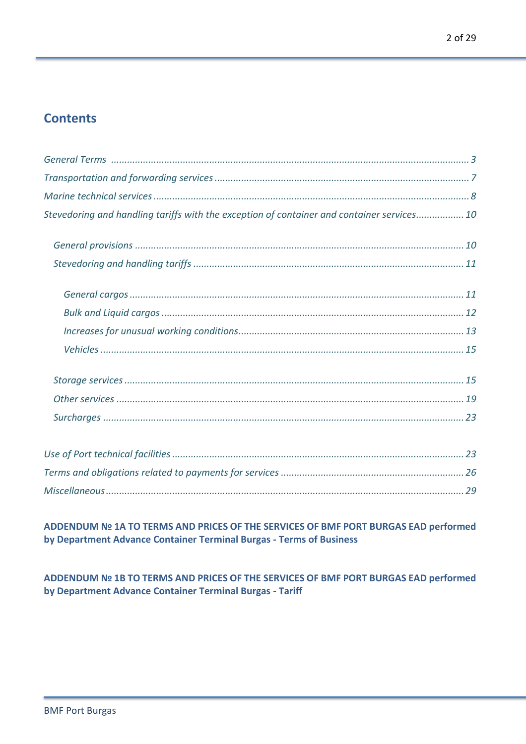## Contents

*General Terms* ..................................................................................................... *3*

*Transportation and forwarding services* .............................................................. *7*

*Marine technical services* ................................................................................... *8*

*Stevedoring and handling tariffs with the exception of container and container services* ................. *10*

- *General provisions* ........................................................................................ *10*
- *Stevedoring and handling tariffs* ................................................................... *11*
  - *General cargos* ........................................................................................ *11*
  - *Bulk and Liquid cargos* ............................................................................. *12*
  - *Increases for unusual working conditions* .................................................. *13*
  - *Vehicles* .................................................................................................. *15*
- *Storage services* ............................................................................................ *15*
- *Other services* ............................................................................................... *19*
- *Surcharges* .................................................................................................... *23*

*Use of Port technical facilities* ........................................................................... *23*

*Terms and obligations related to payments for services* ...................................... *26*

*Miscellaneous* .................................................................................................... *29*

**ADDENDUM № 1A TO TERMS AND PRICES OF THE SERVICES OF BMF PORT BURGAS EAD performed by Department Advance Container Terminal Burgas - Terms of Business**

**ADDENDUM № 1B TO TERMS AND PRICES OF THE SERVICES OF BMF PORT BURGAS EAD performed by Department Advance Container Terminal Burgas - Tariff**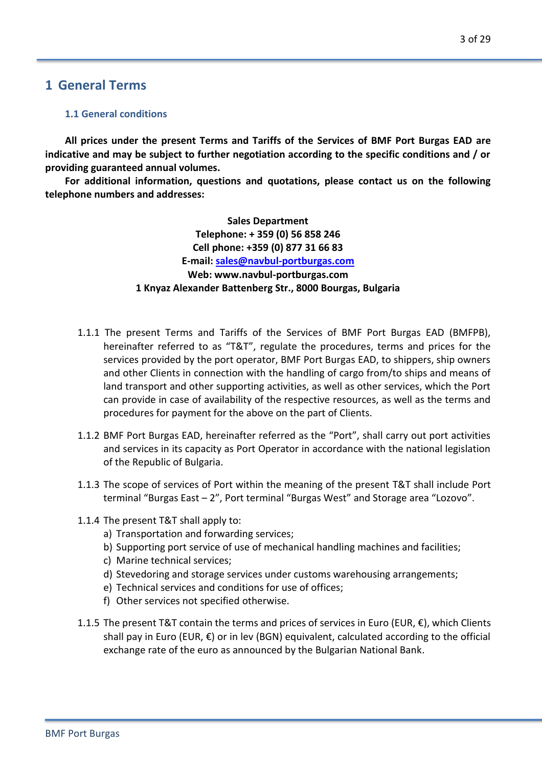# 1 General Terms

## 1.1 General conditions

**All prices under the present Terms and Tariffs of the Services of BMF Port Burgas EAD are indicative and may be subject to further negotiation according to the specific conditions and / or providing guaranteed annual volumes.**

**For additional information, questions and quotations, please contact us on the following telephone numbers and addresses:**

**Sales Department**
**Telephone: + 359 (0) 56 858 246**
**Cell phone: +359 (0) 877 31 66 83**
**E-mail: sales@navbul-portburgas.com**
**Web: www.navbul-portburgas.com**
**1 Knyaz Alexander Battenberg Str., 8000 Bourgas, Bulgaria**

1.1.1 The present Terms and Tariffs of the Services of BMF Port Burgas EAD (BMFPB), hereinafter referred to as "T&T", regulate the procedures, terms and prices for the services provided by the port operator, BMF Port Burgas EAD, to shippers, ship owners and other Clients in connection with the handling of cargo from/to ships and means of land transport and other supporting activities, as well as other services, which the Port can provide in case of availability of the respective resources, as well as the terms and procedures for payment for the above on the part of Clients.

1.1.2 BMF Port Burgas EAD, hereinafter referred as the "Port", shall carry out port activities and services in its capacity as Port Operator in accordance with the national legislation of the Republic of Bulgaria.

1.1.3 The scope of services of Port within the meaning of the present T&T shall include Port terminal "Burgas East – 2", Port terminal "Burgas West" and Storage area "Lozovo".

1.1.4 The present T&T shall apply to:

a) Transportation and forwarding services;
b) Supporting port service of use of mechanical handling machines and facilities;
c) Marine technical services;
d) Stevedoring and storage services under customs warehousing arrangements;
e) Technical services and conditions for use of offices;
f) Other services not specified otherwise.

1.1.5 The present T&T contain the terms and prices of services in Euro (EUR, €), which Clients shall pay in Euro (EUR, €) or in lev (BGN) equivalent, calculated according to the official exchange rate of the euro as announced by the Bulgarian National Bank.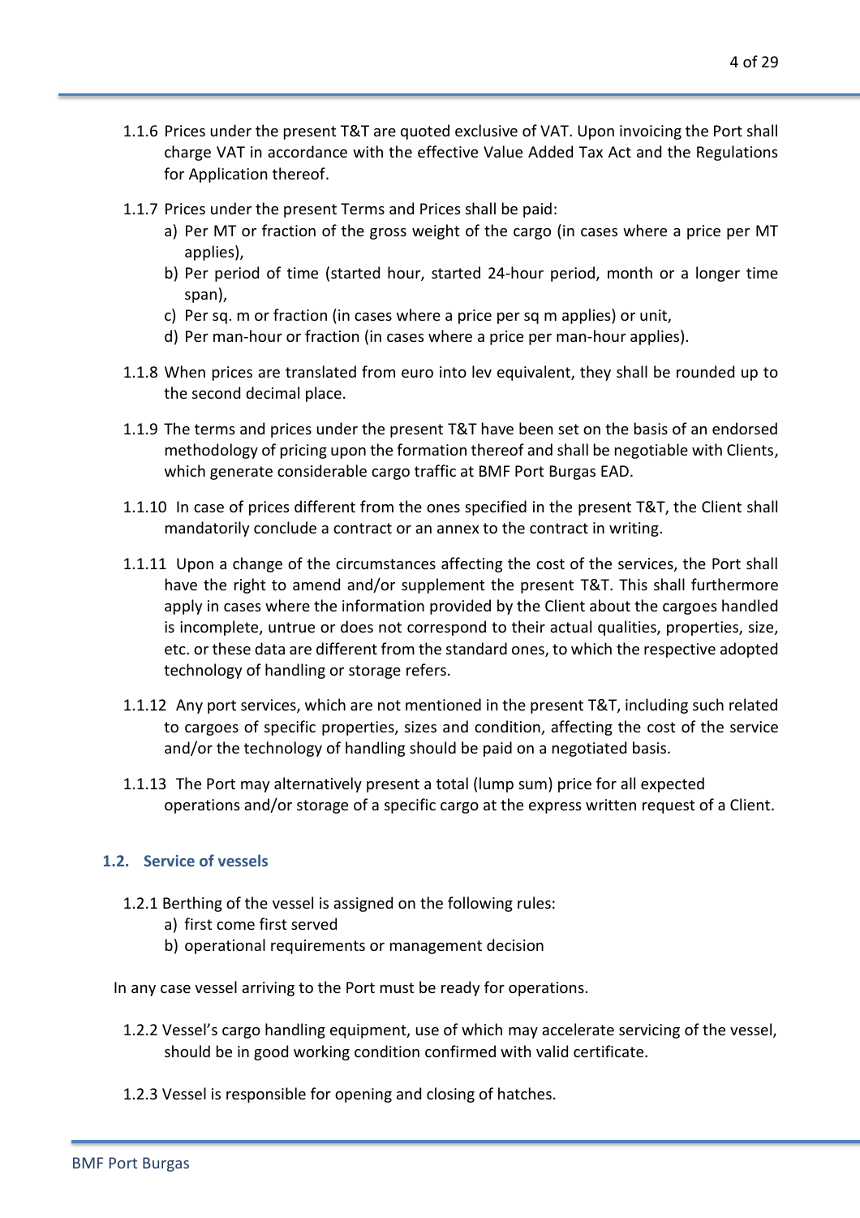1.1.6 Prices under the present T&T are quoted exclusive of VAT. Upon invoicing the Port shall charge VAT in accordance with the effective Value Added Tax Act and the Regulations for Application thereof.

1.1.7 Prices under the present Terms and Prices shall be paid:

a) Per MT or fraction of the gross weight of the cargo (in cases where a price per MT applies),
b) Per period of time (started hour, started 24-hour period, month or a longer time span),
c) Per sq. m or fraction (in cases where a price per sq m applies) or unit,
d) Per man-hour or fraction (in cases where a price per man-hour applies).

1.1.8 When prices are translated from euro into lev equivalent, they shall be rounded up to the second decimal place.

1.1.9 The terms and prices under the present T&T have been set on the basis of an endorsed methodology of pricing upon the formation thereof and shall be negotiable with Clients, which generate considerable cargo traffic at BMF Port Burgas EAD.

1.1.10 In case of prices different from the ones specified in the present T&T, the Client shall mandatorily conclude a contract or an annex to the contract in writing.

1.1.11 Upon a change of the circumstances affecting the cost of the services, the Port shall have the right to amend and/or supplement the present T&T. This shall furthermore apply in cases where the information provided by the Client about the cargoes handled is incomplete, untrue or does not correspond to their actual qualities, properties, size, etc. or these data are different from the standard ones, to which the respective adopted technology of handling or storage refers.

1.1.12 Any port services, which are not mentioned in the present T&T, including such related to cargoes of specific properties, sizes and condition, affecting the cost of the service and/or the technology of handling should be paid on a negotiated basis.

1.1.13 The Port may alternatively present a total (lump sum) price for all expected operations and/or storage of a specific cargo at the express written request of a Client.

### 1.2. Service of vessels

1.2.1 Berthing of the vessel is assigned on the following rules:

a) first come first served
b) operational requirements or management decision

In any case vessel arriving to the Port must be ready for operations.

1.2.2 Vessel's cargo handling equipment, use of which may accelerate servicing of the vessel, should be in good working condition confirmed with valid certificate.

1.2.3 Vessel is responsible for opening and closing of hatches.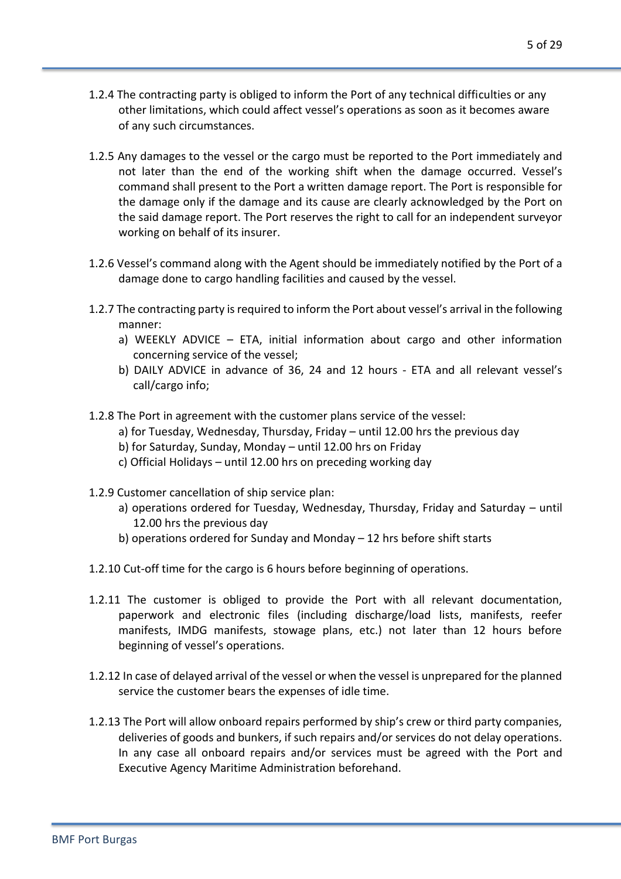1.2.4 The contracting party is obliged to inform the Port of any technical difficulties or any other limitations, which could affect vessel's operations as soon as it becomes aware of any such circumstances.

1.2.5 Any damages to the vessel or the cargo must be reported to the Port immediately and not later than the end of the working shift when the damage occurred. Vessel's command shall present to the Port a written damage report. The Port is responsible for the damage only if the damage and its cause are clearly acknowledged by the Port on the said damage report. The Port reserves the right to call for an independent surveyor working on behalf of its insurer.

1.2.6 Vessel's command along with the Agent should be immediately notified by the Port of a damage done to cargo handling facilities and caused by the vessel.

1.2.7 The contracting party is required to inform the Port about vessel's arrival in the following manner:

a) WEEKLY ADVICE – ETA, initial information about cargo and other information concerning service of the vessel;

b) DAILY ADVICE in advance of 36, 24 and 12 hours - ETA and all relevant vessel's call/cargo info;

1.2.8 The Port in agreement with the customer plans service of the vessel:

a) for Tuesday, Wednesday, Thursday, Friday – until 12.00 hrs the previous day

b) for Saturday, Sunday, Monday – until 12.00 hrs on Friday

c) Official Holidays – until 12.00 hrs on preceding working day

1.2.9 Customer cancellation of ship service plan:

a) operations ordered for Tuesday, Wednesday, Thursday, Friday and Saturday – until 12.00 hrs the previous day

b) operations ordered for Sunday and Monday – 12 hrs before shift starts

1.2.10 Cut-off time for the cargo is 6 hours before beginning of operations.

1.2.11 The customer is obliged to provide the Port with all relevant documentation, paperwork and electronic files (including discharge/load lists, manifests, reefer manifests, IMDG manifests, stowage plans, etc.) not later than 12 hours before beginning of vessel's operations.

1.2.12 In case of delayed arrival of the vessel or when the vessel is unprepared for the planned service the customer bears the expenses of idle time.

1.2.13 The Port will allow onboard repairs performed by ship's crew or third party companies, deliveries of goods and bunkers, if such repairs and/or services do not delay operations. In any case all onboard repairs and/or services must be agreed with the Port and Executive Agency Maritime Administration beforehand.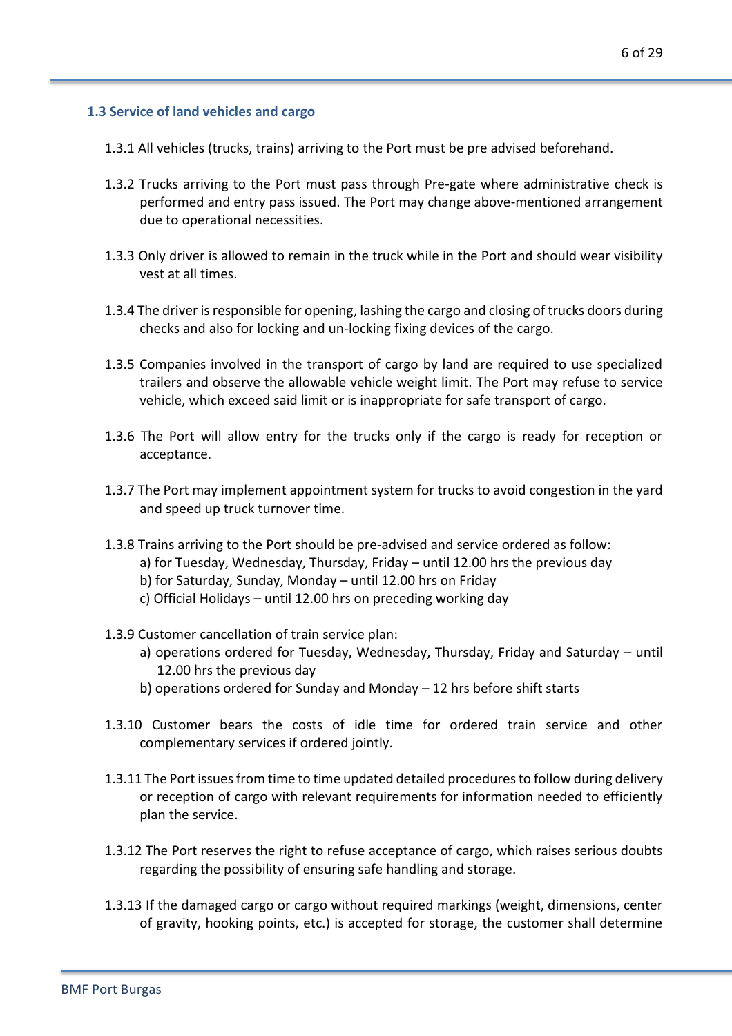### 1.3 Service of land vehicles and cargo

1.3.1 All vehicles (trucks, trains) arriving to the Port must be pre advised beforehand.

1.3.2 Trucks arriving to the Port must pass through Pre-gate where administrative check is performed and entry pass issued. The Port may change above-mentioned arrangement due to operational necessities.

1.3.3 Only driver is allowed to remain in the truck while in the Port and should wear visibility vest at all times.

1.3.4 The driver is responsible for opening, lashing the cargo and closing of trucks doors during checks and also for locking and un-locking fixing devices of the cargo.

1.3.5 Companies involved in the transport of cargo by land are required to use specialized trailers and observe the allowable vehicle weight limit. The Port may refuse to service vehicle, which exceed said limit or is inappropriate for safe transport of cargo.

1.3.6 The Port will allow entry for the trucks only if the cargo is ready for reception or acceptance.

1.3.7 The Port may implement appointment system for trucks to avoid congestion in the yard and speed up truck turnover time.

1.3.8 Trains arriving to the Port should be pre-advised and service ordered as follow:
a) for Tuesday, Wednesday, Thursday, Friday – until 12.00 hrs the previous day
b) for Saturday, Sunday, Monday – until 12.00 hrs on Friday
c) Official Holidays – until 12.00 hrs on preceding working day

1.3.9 Customer cancellation of train service plan:
a) operations ordered for Tuesday, Wednesday, Thursday, Friday and Saturday – until 12.00 hrs the previous day
b) operations ordered for Sunday and Monday – 12 hrs before shift starts

1.3.10 Customer bears the costs of idle time for ordered train service and other complementary services if ordered jointly.

1.3.11 The Port issues from time to time updated detailed procedures to follow during delivery or reception of cargo with relevant requirements for information needed to efficiently plan the service.

1.3.12 The Port reserves the right to refuse acceptance of cargo, which raises serious doubts regarding the possibility of ensuring safe handling and storage.

1.3.13 If the damaged cargo or cargo without required markings (weight, dimensions, center of gravity, hooking points, etc.) is accepted for storage, the customer shall determine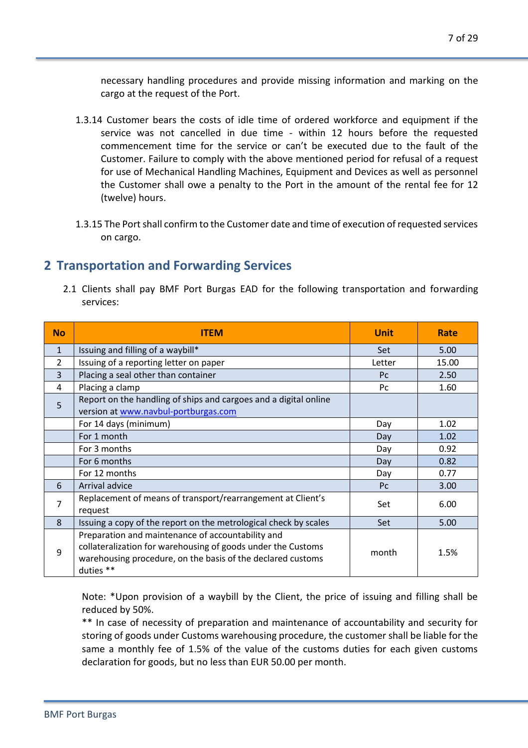necessary handling procedures and provide missing information and marking on the cargo at the request of the Port.

1.3.14 Customer bears the costs of idle time of ordered workforce and equipment if the service was not cancelled in due time - within 12 hours before the requested commencement time for the service or can't be executed due to the fault of the Customer. Failure to comply with the above mentioned period for refusal of a request for use of Mechanical Handling Machines, Equipment and Devices as well as personnel the Customer shall owe a penalty to the Port in the amount of the rental fee for 12 (twelve) hours.

1.3.15 The Port shall confirm to the Customer date and time of execution of requested services on cargo.

## 2 Transportation and Forwarding Services

2.1 Clients shall pay BMF Port Burgas EAD for the following transportation and forwarding services:

| No | ITEM | Unit | Rate |
|---|---|---|---|
| 1 | Issuing and filling of a waybill* | Set | 5.00 |
| 2 | Issuing of a reporting letter on paper | Letter | 15.00 |
| 3 | Placing a seal other than container | Pc | 2.50 |
| 4 | Placing a clamp | Pc | 1.60 |
| 5 | Report on the handling of ships and cargoes and a digital online version at www.navbul-portburgas.com | | |
| | For 14 days (minimum) | Day | 1.02 |
| | For 1 month | Day | 1.02 |
| | For 3 months | Day | 0.92 |
| | For 6 months | Day | 0.82 |
| | For 12 months | Day | 0.77 |
| 6 | Arrival advice | Pc | 3.00 |
| 7 | Replacement of means of transport/rearrangement at Client's request | Set | 6.00 |
| 8 | Issuing a copy of the report on the metrological check by scales | Set | 5.00 |
| 9 | Preparation and maintenance of accountability and collateralization for warehousing of goods under the Customs warehousing procedure, on the basis of the declared customs duties ** | month | 1.5% |

Note: *Upon provision of a waybill by the Client, the price of issuing and filling shall be reduced by 50%.
** In case of necessity of preparation and maintenance of accountability and security for storing of goods under Customs warehousing procedure, the customer shall be liable for the same a monthly fee of 1.5% of the value of the customs duties for each given customs declaration for goods, but no less than EUR 50.00 per month.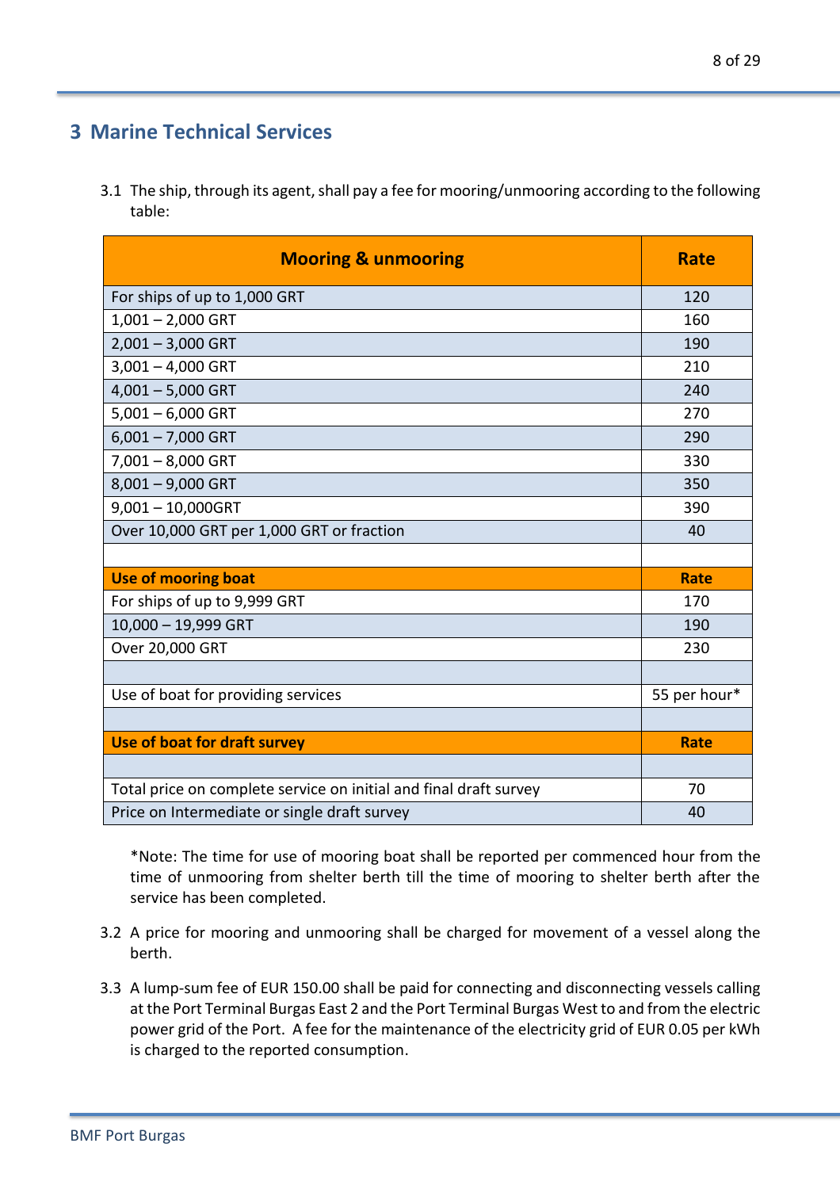## 3 Marine Technical Services

3.1 The ship, through its agent, shall pay a fee for mooring/unmooring according to the following table:

| **Mooring & unmooring** | **Rate** |
|---|---|
| For ships of up to 1,000 GRT | 120 |
| 1,001 – 2,000 GRT | 160 |
| 2,001 – 3,000 GRT | 190 |
| 3,001 – 4,000 GRT | 210 |
| 4,001 – 5,000 GRT | 240 |
| 5,001 – 6,000 GRT | 270 |
| 6,001 – 7,000 GRT | 290 |
| 7,001 – 8,000 GRT | 330 |
| 8,001 – 9,000 GRT | 350 |
| 9,001 – 10,000GRT | 390 |
| Over 10,000 GRT per 1,000 GRT or fraction | 40 |
| | |
| **Use of mooring boat** | **Rate** |
| For ships of up to 9,999 GRT | 170 |
| 10,000 – 19,999 GRT | 190 |
| Over 20,000 GRT | 230 |
| | |
| Use of boat for providing services | 55 per hour* |
| | |
| **Use of boat for draft survey** | **Rate** |
| | |
| Total price on complete service on initial and final draft survey | 70 |
| Price on Intermediate or single draft survey | 40 |

*Note: The time for use of mooring boat shall be reported per commenced hour from the time of unmooring from shelter berth till the time of mooring to shelter berth after the service has been completed.

3.2 A price for mooring and unmooring shall be charged for movement of a vessel along the berth.

3.3 A lump-sum fee of EUR 150.00 shall be paid for connecting and disconnecting vessels calling at the Port Terminal Burgas East 2 and the Port Terminal Burgas West to and from the electric power grid of the Port. A fee for the maintenance of the electricity grid of EUR 0.05 per kWh is charged to the reported consumption.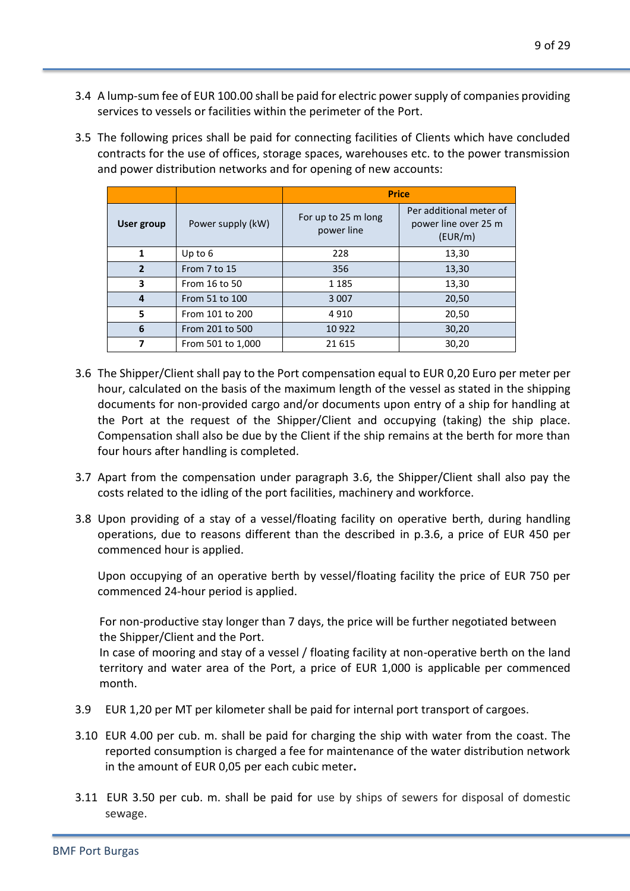3.4 A lump-sum fee of EUR 100.00 shall be paid for electric power supply of companies providing services to vessels or facilities within the perimeter of the Port.

3.5 The following prices shall be paid for connecting facilities of Clients which have concluded contracts for the use of offices, storage spaces, warehouses etc. to the power transmission and power distribution networks and for opening of new accounts:

| | | Price | |
|---|---|---|---|
| **User group** | Power supply (kW) | For up to 25 m long power line | Per additional meter of power line over 25 m (EUR/m) |
| **1** | Up to 6 | 228 | 13,30 |
| **2** | From 7 to 15 | 356 | 13,30 |
| **3** | From 16 to 50 | 1 185 | 13,30 |
| **4** | From 51 to 100 | 3 007 | 20,50 |
| **5** | From 101 to 200 | 4 910 | 20,50 |
| **6** | From 201 to 500 | 10 922 | 30,20 |
| **7** | From 501 to 1,000 | 21 615 | 30,20 |

3.6 The Shipper/Client shall pay to the Port compensation equal to EUR 0,20 Euro per meter per hour, calculated on the basis of the maximum length of the vessel as stated in the shipping documents for non-provided cargo and/or documents upon entry of a ship for handling at the Port at the request of the Shipper/Client and occupying (taking) the ship place. Compensation shall also be due by the Client if the ship remains at the berth for more than four hours after handling is completed.

3.7 Apart from the compensation under paragraph 3.6, the Shipper/Client shall also pay the costs related to the idling of the port facilities, machinery and workforce.

3.8 Upon providing of a stay of a vessel/floating facility on operative berth, during handling operations, due to reasons different than the described in p.3.6, a price of EUR 450 per commenced hour is applied.

Upon occupying of an operative berth by vessel/floating facility the price of EUR 750 per commenced 24-hour period is applied.

For non-productive stay longer than 7 days, the price will be further negotiated between the Shipper/Client and the Port.
In case of mooring and stay of a vessel / floating facility at non-operative berth on the land territory and water area of the Port, a price of EUR 1,000 is applicable per commenced month.

3.9 EUR 1,20 per MT per kilometer shall be paid for internal port transport of cargoes.

3.10 EUR 4.00 per cub. m. shall be paid for charging the ship with water from the coast. The reported consumption is charged a fee for maintenance of the water distribution network in the amount of EUR 0,05 per each cubic meter.

3.11 EUR 3.50 per cub. m. shall be paid for use by ships of sewers for disposal of domestic sewage.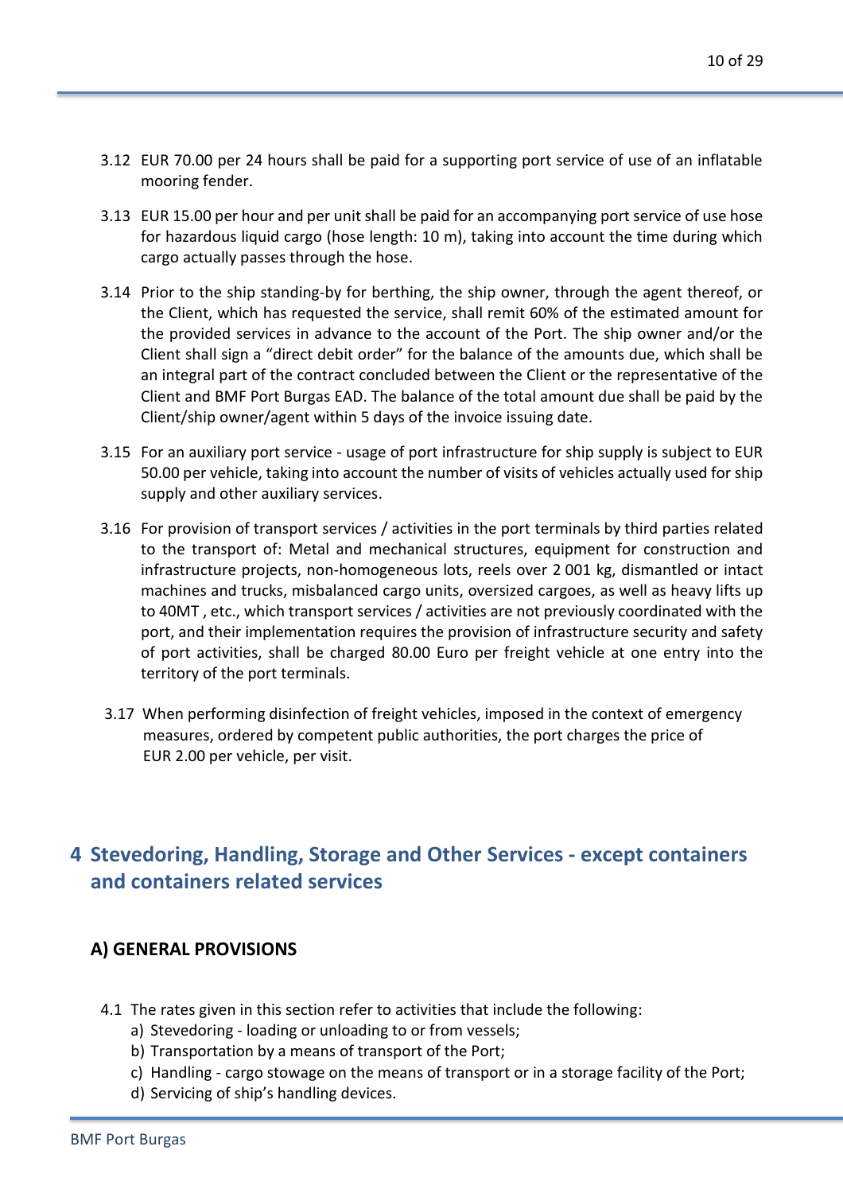3.12 EUR 70.00 per 24 hours shall be paid for a supporting port service of use of an inflatable mooring fender.

3.13 EUR 15.00 per hour and per unit shall be paid for an accompanying port service of use hose for hazardous liquid cargo (hose length: 10 m), taking into account the time during which cargo actually passes through the hose.

3.14 Prior to the ship standing-by for berthing, the ship owner, through the agent thereof, or the Client, which has requested the service, shall remit 60% of the estimated amount for the provided services in advance to the account of the Port. The ship owner and/or the Client shall sign a "direct debit order" for the balance of the amounts due, which shall be an integral part of the contract concluded between the Client or the representative of the Client and BMF Port Burgas EAD. The balance of the total amount due shall be paid by the Client/ship owner/agent within 5 days of the invoice issuing date.

3.15 For an auxiliary port service - usage of port infrastructure for ship supply is subject to EUR 50.00 per vehicle, taking into account the number of visits of vehicles actually used for ship supply and other auxiliary services.

3.16 For provision of transport services / activities in the port terminals by third parties related to the transport of: Metal and mechanical structures, equipment for construction and infrastructure projects, non-homogeneous lots, reels over 2 001 kg, dismantled or intact machines and trucks, misbalanced cargo units, oversized cargoes, as well as heavy lifts up to 40MT , etc., which transport services / activities are not previously coordinated with the port, and their implementation requires the provision of infrastructure security and safety of port activities, shall be charged 80.00 Euro per freight vehicle at one entry into the territory of the port terminals.

3.17 When performing disinfection of freight vehicles, imposed in the context of emergency measures, ordered by competent public authorities, the port charges the price of EUR 2.00 per vehicle, per visit.

# 4 Stevedoring, Handling, Storage and Other Services - except containers and containers related services

## A) GENERAL PROVISIONS

4.1 The rates given in this section refer to activities that include the following:

a) Stevedoring - loading or unloading to or from vessels;
b) Transportation by a means of transport of the Port;
c) Handling - cargo stowage on the means of transport or in a storage facility of the Port;
d) Servicing of ship's handling devices.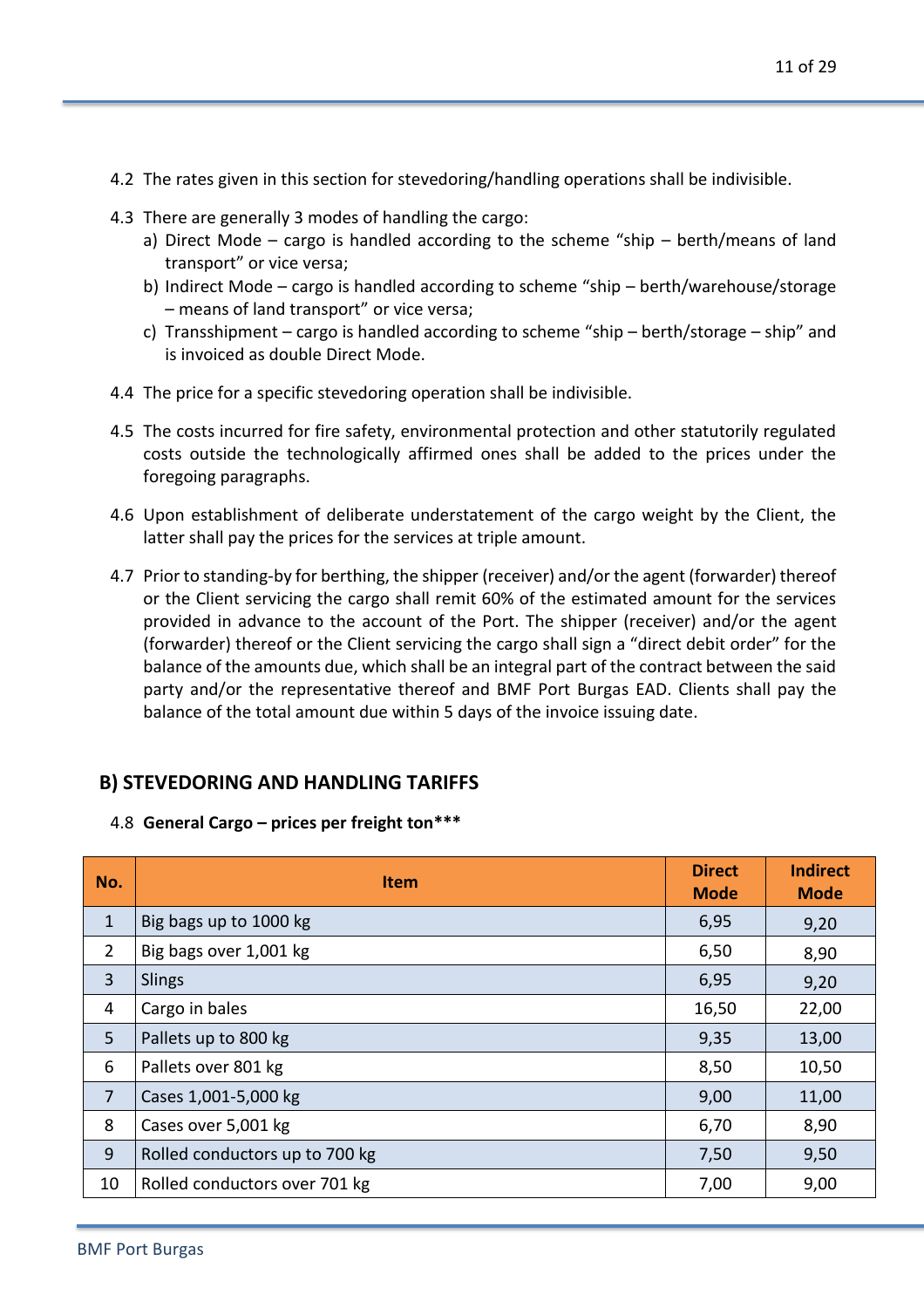4.2 The rates given in this section for stevedoring/handling operations shall be indivisible.

4.3 There are generally 3 modes of handling the cargo:
   a) Direct Mode – cargo is handled according to the scheme "ship – berth/means of land transport" or vice versa;
   b) Indirect Mode – cargo is handled according to scheme "ship – berth/warehouse/storage – means of land transport" or vice versa;
   c) Transshipment – cargo is handled according to scheme "ship – berth/storage – ship" and is invoiced as double Direct Mode.

4.4 The price for a specific stevedoring operation shall be indivisible.

4.5 The costs incurred for fire safety, environmental protection and other statutorily regulated costs outside the technologically affirmed ones shall be added to the prices under the foregoing paragraphs.

4.6 Upon establishment of deliberate understatement of the cargo weight by the Client, the latter shall pay the prices for the services at triple amount.

4.7 Prior to standing-by for berthing, the shipper (receiver) and/or the agent (forwarder) thereof or the Client servicing the cargo shall remit 60% of the estimated amount for the services provided in advance to the account of the Port. The shipper (receiver) and/or the agent (forwarder) thereof or the Client servicing the cargo shall sign a "direct debit order" for the balance of the amounts due, which shall be an integral part of the contract between the said party and/or the representative thereof and BMF Port Burgas EAD. Clients shall pay the balance of the total amount due within 5 days of the invoice issuing date.

## B) STEVEDORING AND HANDLING TARIFFS

4.8 **General Cargo – prices per freight ton*****

| No. | Item | Direct Mode | Indirect Mode |
|---|---|---|---|
| 1 | Big bags up to 1000 kg | 6,95 | 9,20 |
| 2 | Big bags over 1,001 kg | 6,50 | 8,90 |
| 3 | Slings | 6,95 | 9,20 |
| 4 | Cargo in bales | 16,50 | 22,00 |
| 5 | Pallets up to 800 kg | 9,35 | 13,00 |
| 6 | Pallets over 801 kg | 8,50 | 10,50 |
| 7 | Cases 1,001-5,000 kg | 9,00 | 11,00 |
| 8 | Cases over 5,001 kg | 6,70 | 8,90 |
| 9 | Rolled conductors up to 700 kg | 7,50 | 9,50 |
| 10 | Rolled conductors over 701 kg | 7,00 | 9,00 |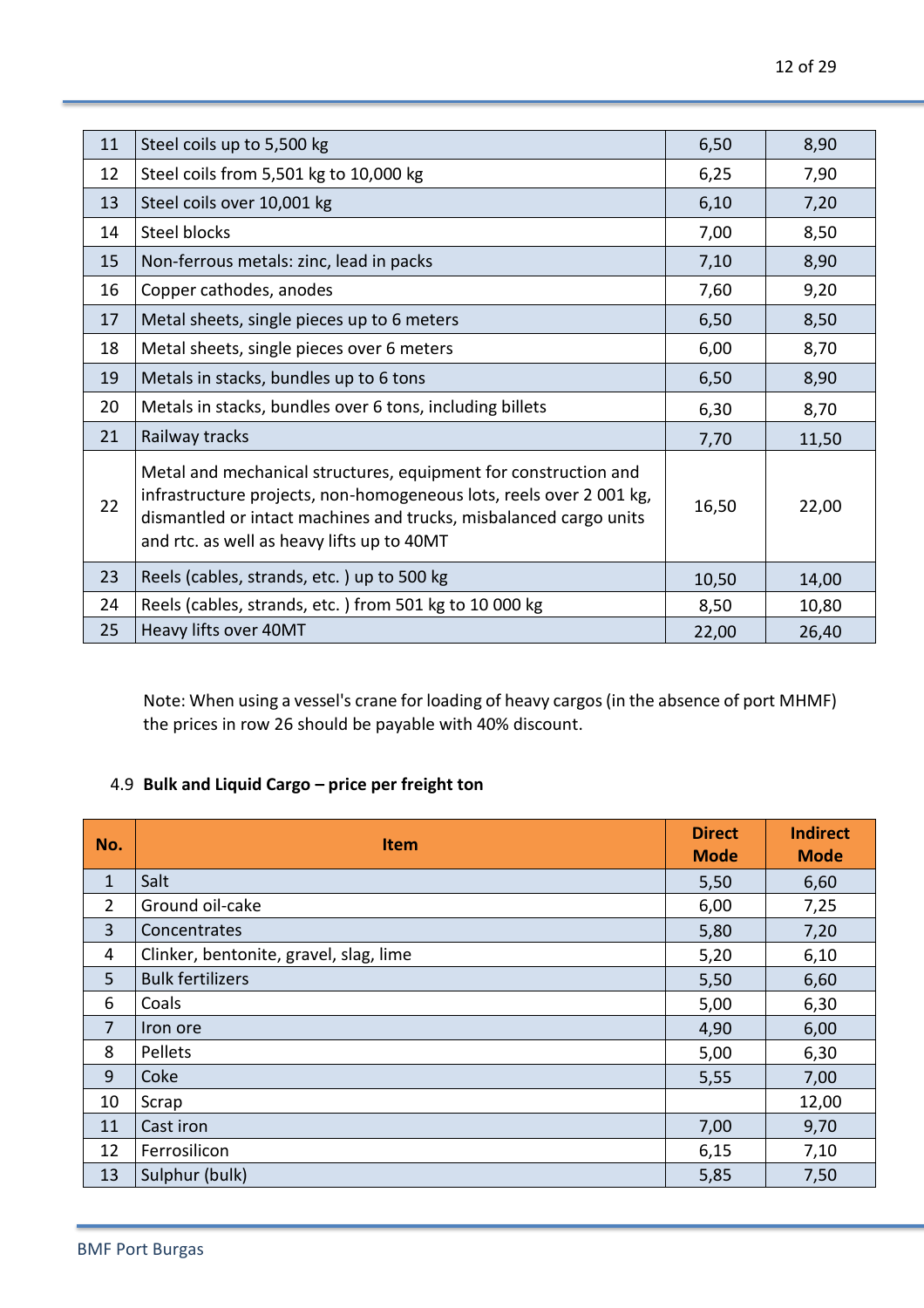| | | | |
|---|---|---|---|
| 11 | Steel coils up to 5,500 kg | 6,50 | 8,90 |
| 12 | Steel coils from 5,501 kg to 10,000 kg | 6,25 | 7,90 |
| 13 | Steel coils over 10,001 kg | 6,10 | 7,20 |
| 14 | Steel blocks | 7,00 | 8,50 |
| 15 | Non-ferrous metals: zinc, lead in packs | 7,10 | 8,90 |
| 16 | Copper cathodes, anodes | 7,60 | 9,20 |
| 17 | Metal sheets, single pieces up to 6 meters | 6,50 | 8,50 |
| 18 | Metal sheets, single pieces over 6 meters | 6,00 | 8,70 |
| 19 | Metals in stacks, bundles up to 6 tons | 6,50 | 8,90 |
| 20 | Metals in stacks, bundles over 6 tons, including billets | 6,30 | 8,70 |
| 21 | Railway tracks | 7,70 | 11,50 |
| 22 | Metal and mechanical structures, equipment for construction and infrastructure projects, non-homogeneous lots, reels over 2 001 kg, dismantled or intact machines and trucks, misbalanced cargo units and rtc. as well as heavy lifts up to 40MT | 16,50 | 22,00 |
| 23 | Reels (cables, strands, etc. ) up to 500 kg | 10,50 | 14,00 |
| 24 | Reels (cables, strands, etc. ) from 501 kg to 10 000 kg | 8,50 | 10,80 |
| 25 | Heavy lifts over 40MT | 22,00 | 26,40 |

Note: When using a vessel's crane for loading of heavy cargos (in the absence of port MHMF) the prices in row 26 should be payable with 40% discount.

### 4.9 **Bulk and Liquid Cargo – price per freight ton**

| No. | Item | Direct Mode | Indirect Mode |
|---|---|---|---|
| 1 | Salt | 5,50 | 6,60 |
| 2 | Ground oil-cake | 6,00 | 7,25 |
| 3 | Concentrates | 5,80 | 7,20 |
| 4 | Clinker, bentonite, gravel, slag, lime | 5,20 | 6,10 |
| 5 | Bulk fertilizers | 5,50 | 6,60 |
| 6 | Coals | 5,00 | 6,30 |
| 7 | Iron ore | 4,90 | 6,00 |
| 8 | Pellets | 5,00 | 6,30 |
| 9 | Coke | 5,55 | 7,00 |
| 10 | Scrap | | 12,00 |
| 11 | Cast iron | 7,00 | 9,70 |
| 12 | Ferrosilicon | 6,15 | 7,10 |
| 13 | Sulphur (bulk) | 5,85 | 7,50 |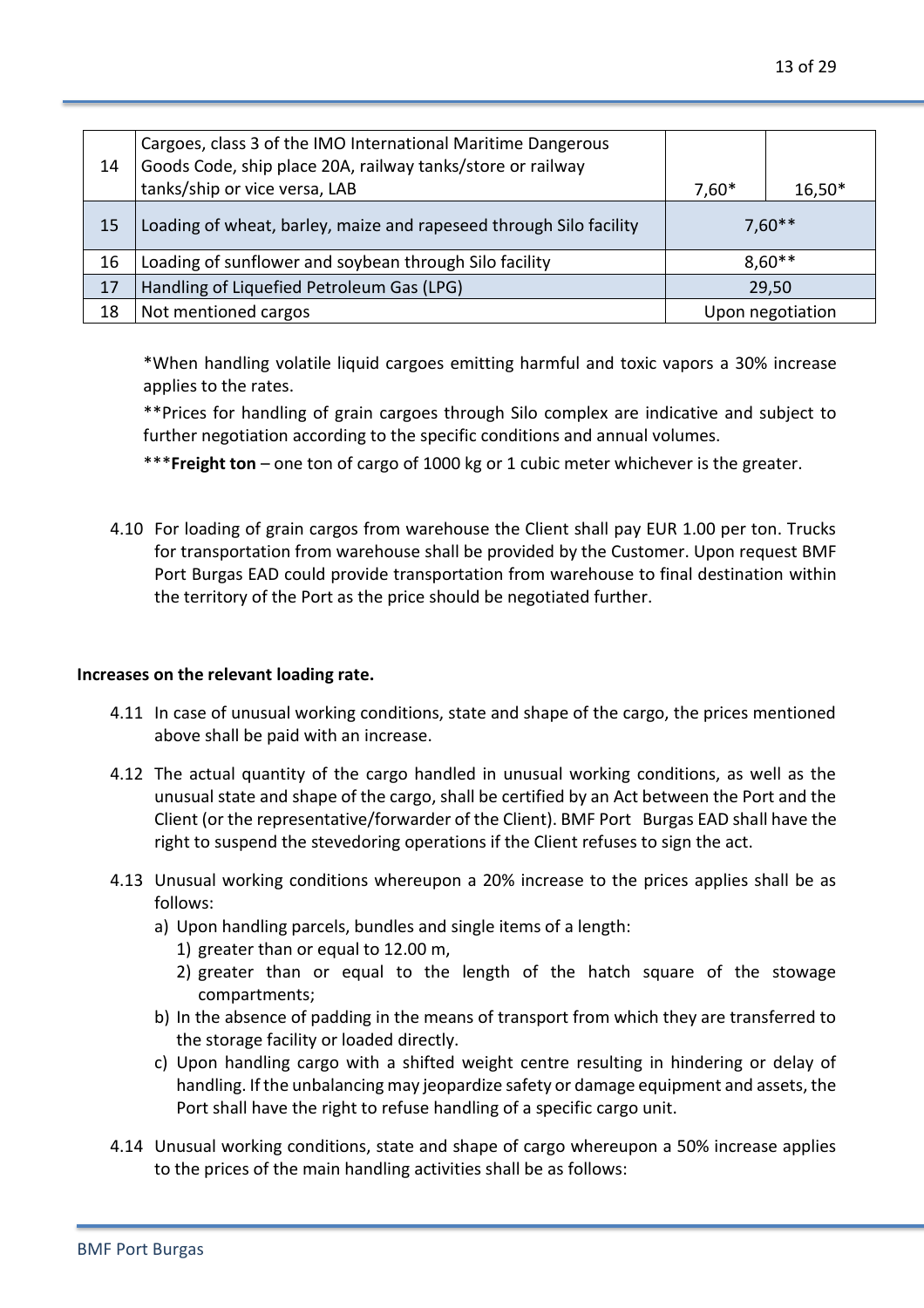| 14 | Cargoes, class 3 of the IMO International Maritime Dangerous Goods Code, ship place 20A, railway tanks/store or railway tanks/ship or vice versa, LAB | 7,60* | 16,50* |
|---|---|---|---|
| 15 | Loading of wheat, barley, maize and rapeseed through Silo facility | 7,60** | |
| 16 | Loading of sunflower and soybean through Silo facility | 8,60** | |
| 17 | Handling of Liquefied Petroleum Gas (LPG) | 29,50 | |
| 18 | Not mentioned cargos | Upon negotiation | |

*When handling volatile liquid cargoes emitting harmful and toxic vapors a 30% increase applies to the rates.

**Prices for handling of grain cargoes through Silo complex are indicative and subject to further negotiation according to the specific conditions and annual volumes.

***Freight ton** – one ton of cargo of 1000 kg or 1 cubic meter whichever is the greater.

4.10 For loading of grain cargos from warehouse the Client shall pay EUR 1.00 per ton. Trucks for transportation from warehouse shall be provided by the Customer. Upon request BMF Port Burgas EAD could provide transportation from warehouse to final destination within the territory of the Port as the price should be negotiated further.

**Increases on the relevant loading rate.**

4.11 In case of unusual working conditions, state and shape of the cargo, the prices mentioned above shall be paid with an increase.

4.12 The actual quantity of the cargo handled in unusual working conditions, as well as the unusual state and shape of the cargo, shall be certified by an Act between the Port and the Client (or the representative/forwarder of the Client). BMF Port Burgas EAD shall have the right to suspend the stevedoring operations if the Client refuses to sign the act.

4.13 Unusual working conditions whereupon a 20% increase to the prices applies shall be as follows:

a) Upon handling parcels, bundles and single items of a length:
   1) greater than or equal to 12.00 m,
   2) greater than or equal to the length of the hatch square of the stowage compartments;

b) In the absence of padding in the means of transport from which they are transferred to the storage facility or loaded directly.

c) Upon handling cargo with a shifted weight centre resulting in hindering or delay of handling. If the unbalancing may jeopardize safety or damage equipment and assets, the Port shall have the right to refuse handling of a specific cargo unit.

4.14 Unusual working conditions, state and shape of cargo whereupon a 50% increase applies to the prices of the main handling activities shall be as follows: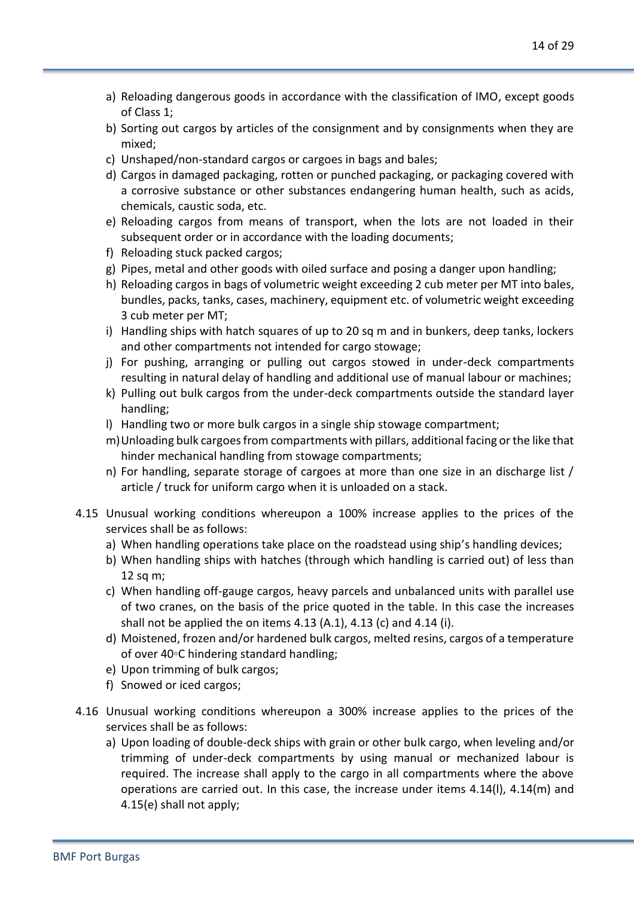a) Reloading dangerous goods in accordance with the classification of IMO, except goods of Class 1;
b) Sorting out cargos by articles of the consignment and by consignments when they are mixed;
c) Unshaped/non-standard cargos or cargoes in bags and bales;
d) Cargos in damaged packaging, rotten or punched packaging, or packaging covered with a corrosive substance or other substances endangering human health, such as acids, chemicals, caustic soda, etc.
e) Reloading cargos from means of transport, when the lots are not loaded in their subsequent order or in accordance with the loading documents;
f) Reloading stuck packed cargos;
g) Pipes, metal and other goods with oiled surface and posing a danger upon handling;
h) Reloading cargos in bags of volumetric weight exceeding 2 cub meter per MT into bales, bundles, packs, tanks, cases, machinery, equipment etc. of volumetric weight exceeding 3 cub meter per MT;
i) Handling ships with hatch squares of up to 20 sq m and in bunkers, deep tanks, lockers and other compartments not intended for cargo stowage;
j) For pushing, arranging or pulling out cargos stowed in under-deck compartments resulting in natural delay of handling and additional use of manual labour or machines;
k) Pulling out bulk cargos from the under-deck compartments outside the standard layer handling;
l) Handling two or more bulk cargos in a single ship stowage compartment;
m) Unloading bulk cargoes from compartments with pillars, additional facing or the like that hinder mechanical handling from stowage compartments;
n) For handling, separate storage of cargoes at more than one size in an discharge list / article / truck for uniform cargo when it is unloaded on a stack.

4.15 Unusual working conditions whereupon a 100% increase applies to the prices of the services shall be as follows:

a) When handling operations take place on the roadstead using ship's handling devices;
b) When handling ships with hatches (through which handling is carried out) of less than 12 sq m;
c) When handling off-gauge cargos, heavy parcels and unbalanced units with parallel use of two cranes, on the basis of the price quoted in the table. In this case the increases shall not be applied the on items 4.13 (A.1), 4.13 (c) and 4.14 (i).
d) Moistened, frozen and/or hardened bulk cargos, melted resins, cargos of a temperature of over 40◦C hindering standard handling;
e) Upon trimming of bulk cargos;
f) Snowed or iced cargos;

4.16 Unusual working conditions whereupon a 300% increase applies to the prices of the services shall be as follows:

a) Upon loading of double-deck ships with grain or other bulk cargo, when leveling and/or trimming of under-deck compartments by using manual or mechanized labour is required. The increase shall apply to the cargo in all compartments where the above operations are carried out. In this case, the increase under items 4.14(l), 4.14(m) and 4.15(e) shall not apply;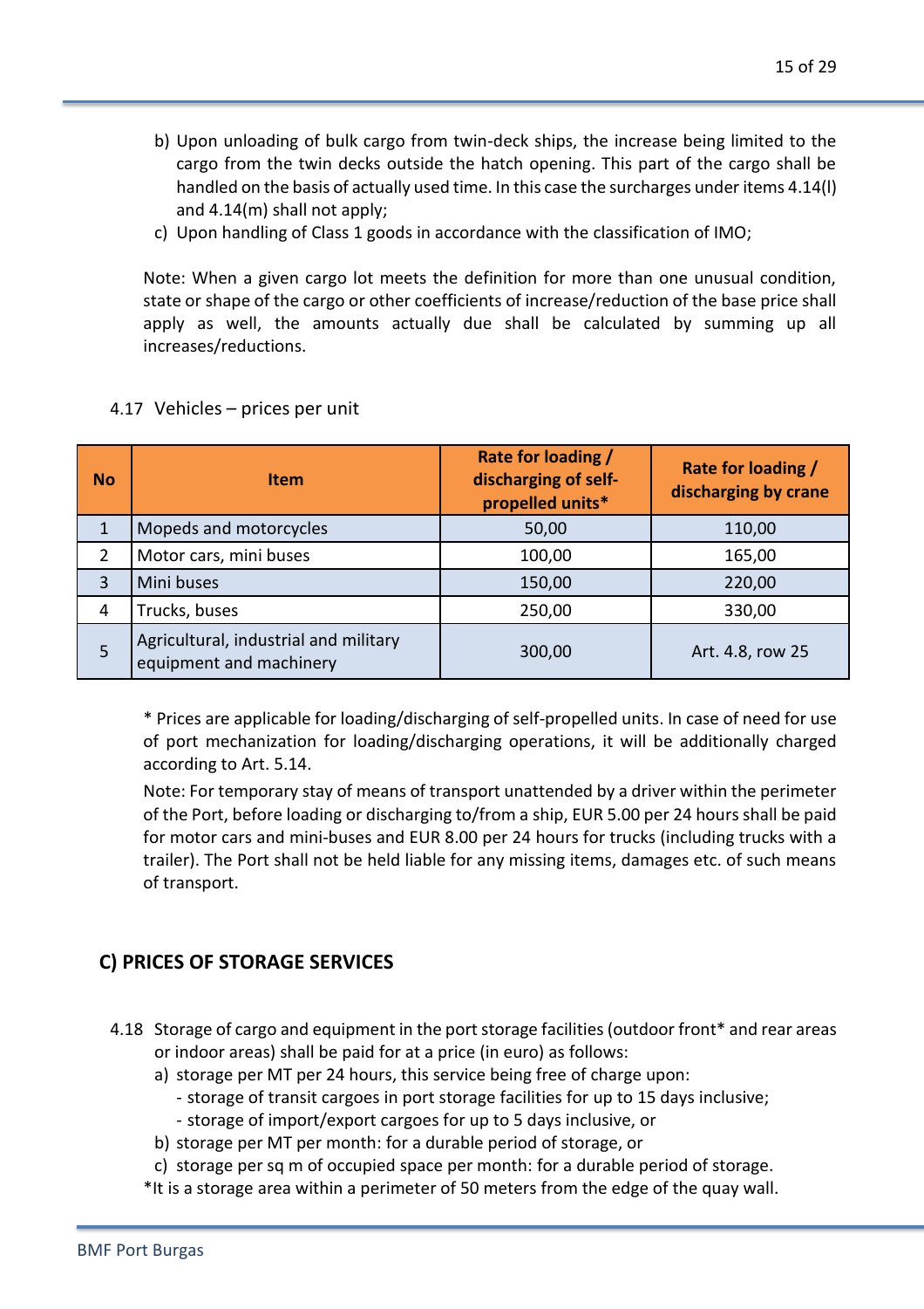b) Upon unloading of bulk cargo from twin-deck ships, the increase being limited to the cargo from the twin decks outside the hatch opening. This part of the cargo shall be handled on the basis of actually used time. In this case the surcharges under items 4.14(l) and 4.14(m) shall not apply;

c) Upon handling of Class 1 goods in accordance with the classification of IMO;

Note: When a given cargo lot meets the definition for more than one unusual condition, state or shape of the cargo or other coefficients of increase/reduction of the base price shall apply as well, the amounts actually due shall be calculated by summing up all increases/reductions.

4.17 Vehicles – prices per unit

| No | Item | Rate for loading / discharging of self-propelled units* | Rate for loading / discharging by crane |
|---|---|---|---|
| 1 | Mopeds and motorcycles | 50,00 | 110,00 |
| 2 | Motor cars, mini buses | 100,00 | 165,00 |
| 3 | Mini buses | 150,00 | 220,00 |
| 4 | Trucks, buses | 250,00 | 330,00 |
| 5 | Agricultural, industrial and military equipment and machinery | 300,00 | Art. 4.8, row 25 |

* Prices are applicable for loading/discharging of self-propelled units. In case of need for use of port mechanization for loading/discharging operations, it will be additionally charged according to Art. 5.14.

Note: For temporary stay of means of transport unattended by a driver within the perimeter of the Port, before loading or discharging to/from a ship, EUR 5.00 per 24 hours shall be paid for motor cars and mini-buses and EUR 8.00 per 24 hours for trucks (including trucks with a trailer). The Port shall not be held liable for any missing items, damages etc. of such means of transport.

## C) PRICES OF STORAGE SERVICES

4.18 Storage of cargo and equipment in the port storage facilities (outdoor front* and rear areas or indoor areas) shall be paid for at a price (in euro) as follows:

a) storage per MT per 24 hours, this service being free of charge upon:
   - storage of transit cargoes in port storage facilities for up to 15 days inclusive;
   - storage of import/export cargoes for up to 5 days inclusive, or

b) storage per MT per month: for a durable period of storage, or

c) storage per sq m of occupied space per month: for a durable period of storage.

*It is a storage area within a perimeter of 50 meters from the edge of the quay wall.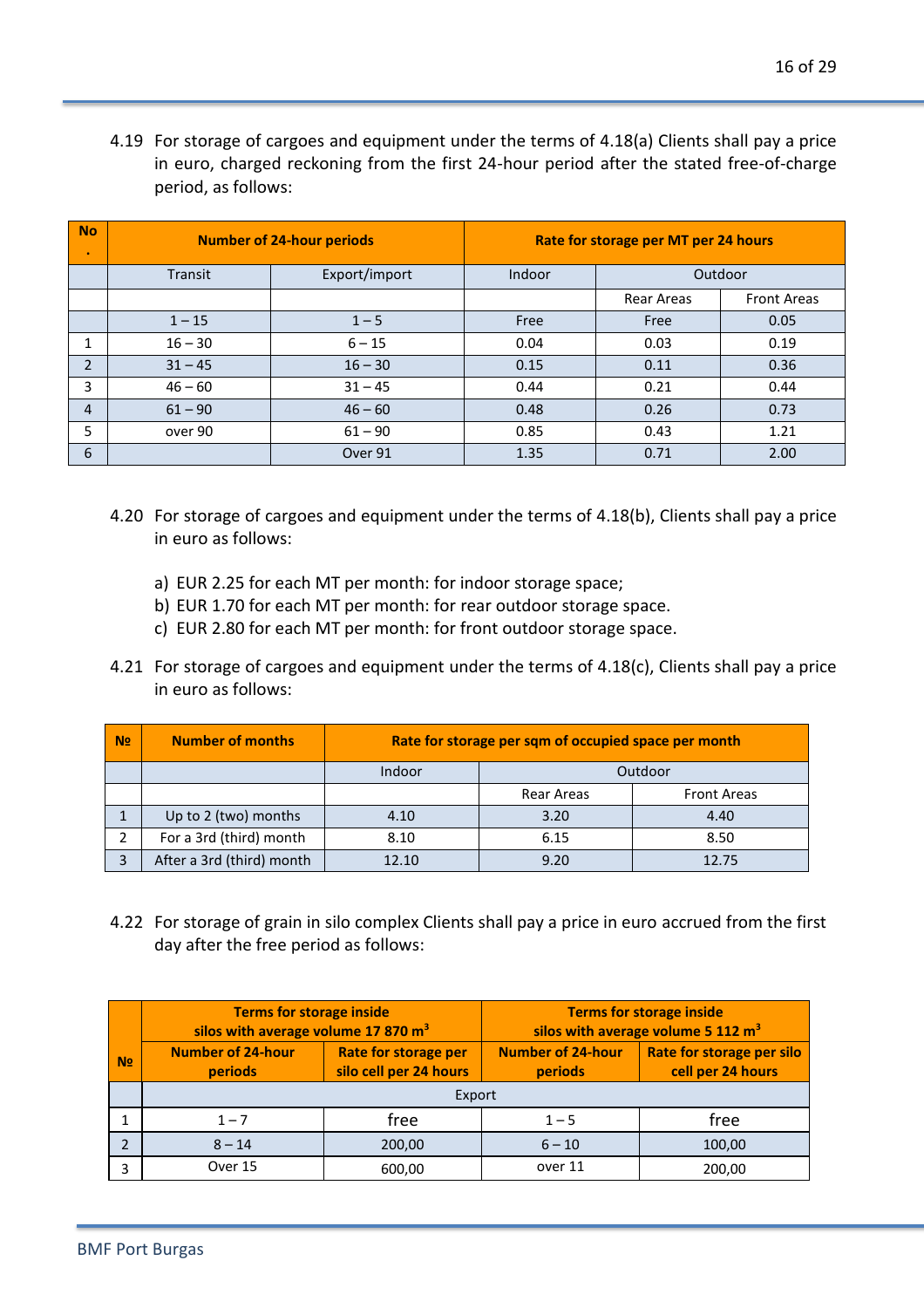4.19 For storage of cargoes and equipment under the terms of 4.18(a) Clients shall pay a price in euro, charged reckoning from the first 24-hour period after the stated free-of-charge period, as follows:

| No. | Number of 24-hour periods | | Rate for storage per MT per 24 hours | | |
|---|---|---|---|---|---|
| | Transit | Export/import | Indoor | Outdoor | |
| | | | | Rear Areas | Front Areas |
| | 1 – 15 | 1 – 5 | Free | Free | 0.05 |
| 1 | 16 – 30 | 6 – 15 | 0.04 | 0.03 | 0.19 |
| 2 | 31 – 45 | 16 – 30 | 0.15 | 0.11 | 0.36 |
| 3 | 46 – 60 | 31 – 45 | 0.44 | 0.21 | 0.44 |
| 4 | 61 – 90 | 46 – 60 | 0.48 | 0.26 | 0.73 |
| 5 | over 90 | 61 – 90 | 0.85 | 0.43 | 1.21 |
| 6 | | Over 91 | 1.35 | 0.71 | 2.00 |

4.20 For storage of cargoes and equipment under the terms of 4.18(b), Clients shall pay a price in euro as follows:

a) EUR 2.25 for each MT per month: for indoor storage space;
b) EUR 1.70 for each MT per month: for rear outdoor storage space.
c) EUR 2.80 for each MT per month: for front outdoor storage space.

4.21 For storage of cargoes and equipment under the terms of 4.18(c), Clients shall pay a price in euro as follows:

| № | Number of months | Rate for storage per sqm of occupied space per month | | |
|---|---|---|---|---|
| | | Indoor | Outdoor | |
| | | | Rear Areas | Front Areas |
| 1 | Up to 2 (two) months | 4.10 | 3.20 | 4.40 |
| 2 | For a 3rd (third) month | 8.10 | 6.15 | 8.50 |
| 3 | After a 3rd (third) month | 12.10 | 9.20 | 12.75 |

4.22 For storage of grain in silo complex Clients shall pay a price in euro accrued from the first day after the free period as follows:

| № | Terms for storage inside silos with average volume 17 870 $m^3$ | | Terms for storage inside silos with average volume 5 112 $m^3$ | |
|---|---|---|---|---|
| | Number of 24-hour periods | Rate for storage per silo cell per 24 hours | Number of 24-hour periods | Rate for storage per silo cell per 24 hours |
| | Export | | | |
| 1 | 1 – 7 | free | 1 – 5 | free |
| 2 | 8 – 14 | 200,00 | 6 – 10 | 100,00 |
| 3 | Over 15 | 600,00 | over 11 | 200,00 |

BMF Port Burgas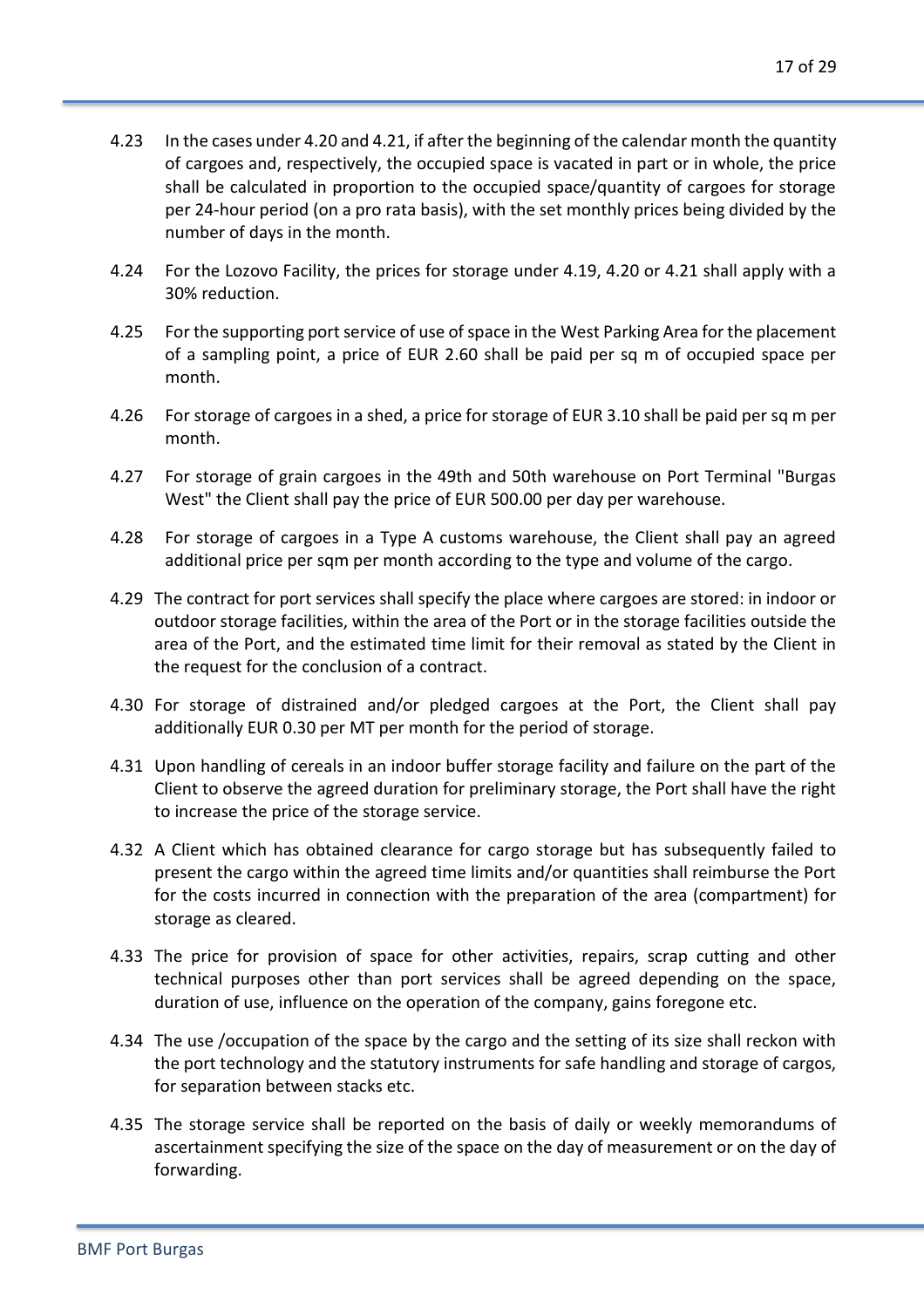4.23 In the cases under 4.20 and 4.21, if after the beginning of the calendar month the quantity of cargoes and, respectively, the occupied space is vacated in part or in whole, the price shall be calculated in proportion to the occupied space/quantity of cargoes for storage per 24-hour period (on a pro rata basis), with the set monthly prices being divided by the number of days in the month.

4.24 For the Lozovo Facility, the prices for storage under 4.19, 4.20 or 4.21 shall apply with a 30% reduction.

4.25 For the supporting port service of use of space in the West Parking Area for the placement of a sampling point, a price of EUR 2.60 shall be paid per sq m of occupied space per month.

4.26 For storage of cargoes in a shed, a price for storage of EUR 3.10 shall be paid per sq m per month.

4.27 For storage of grain cargoes in the 49th and 50th warehouse on Port Terminal "Burgas West" the Client shall pay the price of EUR 500.00 per day per warehouse.

4.28 For storage of cargoes in a Type A customs warehouse, the Client shall pay an agreed additional price per sqm per month according to the type and volume of the cargo.

4.29 The contract for port services shall specify the place where cargoes are stored: in indoor or outdoor storage facilities, within the area of the Port or in the storage facilities outside the area of the Port, and the estimated time limit for their removal as stated by the Client in the request for the conclusion of a contract.

4.30 For storage of distrained and/or pledged cargoes at the Port, the Client shall pay additionally EUR 0.30 per MT per month for the period of storage.

4.31 Upon handling of cereals in an indoor buffer storage facility and failure on the part of the Client to observe the agreed duration for preliminary storage, the Port shall have the right to increase the price of the storage service.

4.32 A Client which has obtained clearance for cargo storage but has subsequently failed to present the cargo within the agreed time limits and/or quantities shall reimburse the Port for the costs incurred in connection with the preparation of the area (compartment) for storage as cleared.

4.33 The price for provision of space for other activities, repairs, scrap cutting and other technical purposes other than port services shall be agreed depending on the space, duration of use, influence on the operation of the company, gains foregone etc.

4.34 The use /occupation of the space by the cargo and the setting of its size shall reckon with the port technology and the statutory instruments for safe handling and storage of cargos, for separation between stacks etc.

4.35 The storage service shall be reported on the basis of daily or weekly memorandums of ascertainment specifying the size of the space on the day of measurement or on the day of forwarding.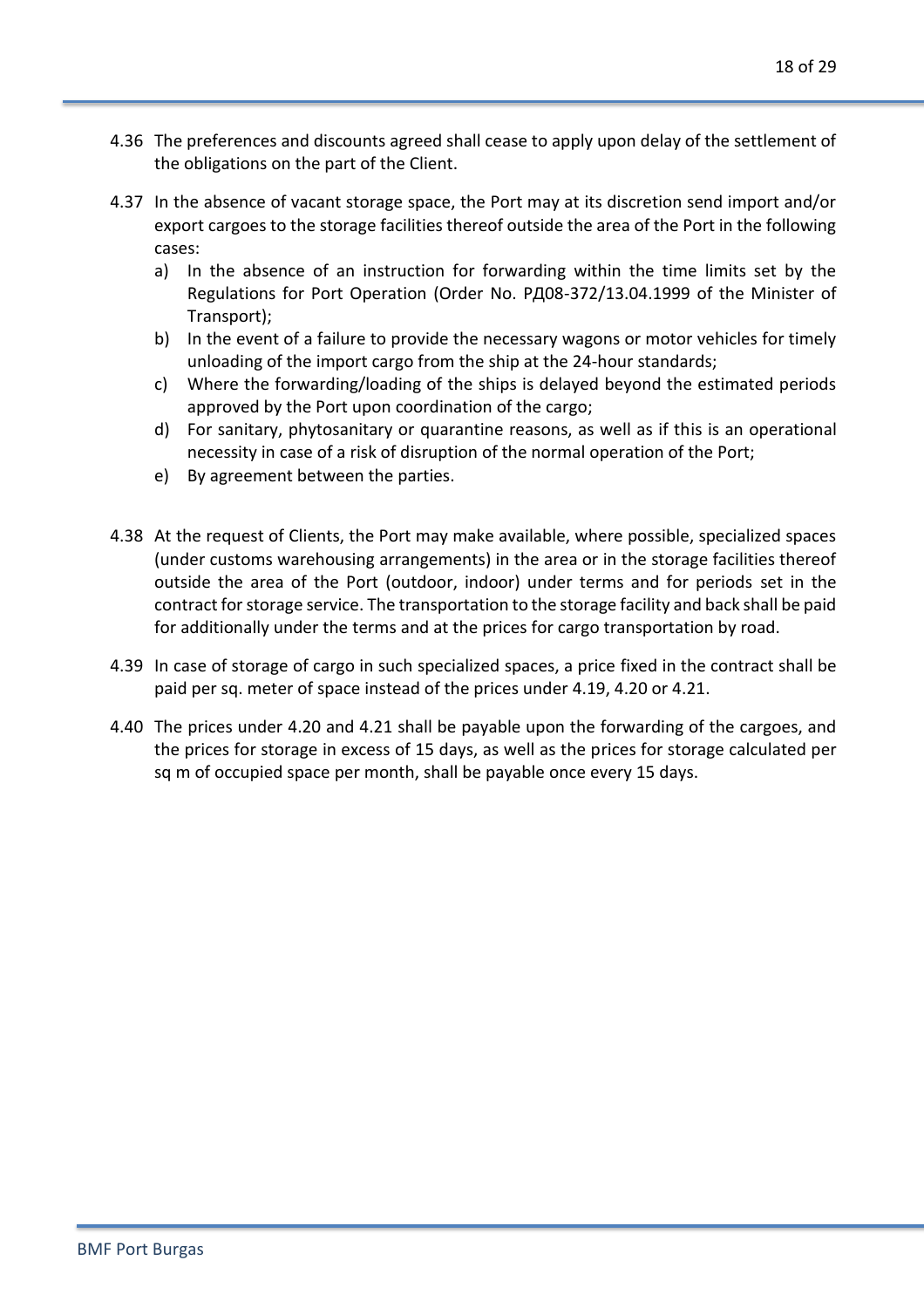4.36 The preferences and discounts agreed shall cease to apply upon delay of the settlement of the obligations on the part of the Client.

4.37 In the absence of vacant storage space, the Port may at its discretion send import and/or export cargoes to the storage facilities thereof outside the area of the Port in the following cases:

   a) In the absence of an instruction for forwarding within the time limits set by the Regulations for Port Operation (Order No. РД08-372/13.04.1999 of the Minister of Transport);
   b) In the event of a failure to provide the necessary wagons or motor vehicles for timely unloading of the import cargo from the ship at the 24-hour standards;
   c) Where the forwarding/loading of the ships is delayed beyond the estimated periods approved by the Port upon coordination of the cargo;
   d) For sanitary, phytosanitary or quarantine reasons, as well as if this is an operational necessity in case of a risk of disruption of the normal operation of the Port;
   e) By agreement between the parties.

4.38 At the request of Clients, the Port may make available, where possible, specialized spaces (under customs warehousing arrangements) in the area or in the storage facilities thereof outside the area of the Port (outdoor, indoor) under terms and for periods set in the contract for storage service. The transportation to the storage facility and back shall be paid for additionally under the terms and at the prices for cargo transportation by road.

4.39 In case of storage of cargo in such specialized spaces, a price fixed in the contract shall be paid per sq. meter of space instead of the prices under 4.19, 4.20 or 4.21.

4.40 The prices under 4.20 and 4.21 shall be payable upon the forwarding of the cargoes, and the prices for storage in excess of 15 days, as well as the prices for storage calculated per sq m of occupied space per month, shall be payable once every 15 days.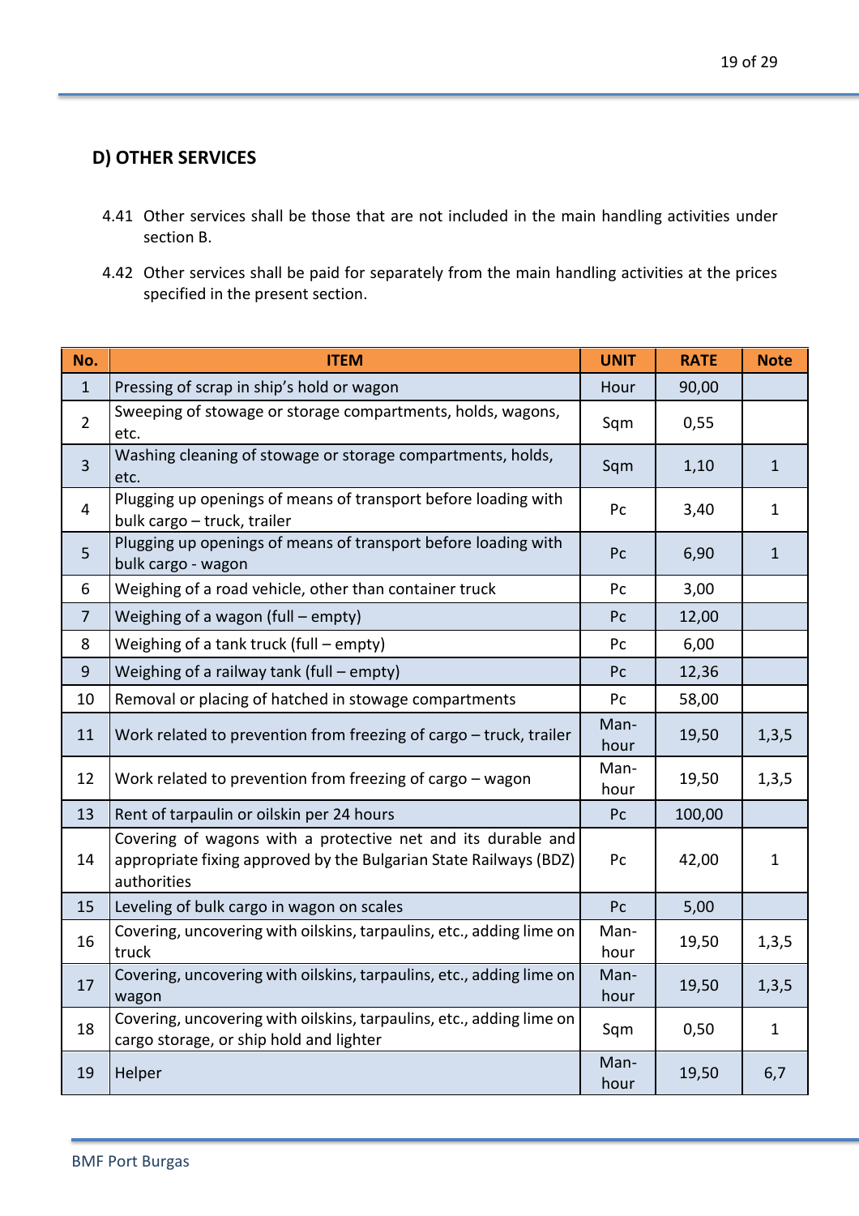## D) OTHER SERVICES

4.41 Other services shall be those that are not included in the main handling activities under section B.

4.42 Other services shall be paid for separately from the main handling activities at the prices specified in the present section.

| No. | ITEM | UNIT | RATE | Note |
|---|---|---|---|---|
| 1 | Pressing of scrap in ship's hold or wagon | Hour | 90,00 | |
| 2 | Sweeping of stowage or storage compartments, holds, wagons, etc. | Sqm | 0,55 | |
| 3 | Washing cleaning of stowage or storage compartments, holds, etc. | Sqm | 1,10 | 1 |
| 4 | Plugging up openings of means of transport before loading with bulk cargo – truck, trailer | Pc | 3,40 | 1 |
| 5 | Plugging up openings of means of transport before loading with bulk cargo - wagon | Pc | 6,90 | 1 |
| 6 | Weighing of a road vehicle, other than container truck | Pc | 3,00 | |
| 7 | Weighing of a wagon (full – empty) | Pc | 12,00 | |
| 8 | Weighing of a tank truck (full – empty) | Pc | 6,00 | |
| 9 | Weighing of a railway tank (full – empty) | Pc | 12,36 | |
| 10 | Removal or placing of hatched in stowage compartments | Pc | 58,00 | |
| 11 | Work related to prevention from freezing of cargo – truck, trailer | Man-hour | 19,50 | 1,3,5 |
| 12 | Work related to prevention from freezing of cargo – wagon | Man-hour | 19,50 | 1,3,5 |
| 13 | Rent of tarpaulin or oilskin per 24 hours | Pc | 100,00 | |
| 14 | Covering of wagons with a protective net and its durable and appropriate fixing approved by the Bulgarian State Railways (BDZ) authorities | Pc | 42,00 | 1 |
| 15 | Leveling of bulk cargo in wagon on scales | Pc | 5,00 | |
| 16 | Covering, uncovering with oilskins, tarpaulins, etc., adding lime on truck | Man-hour | 19,50 | 1,3,5 |
| 17 | Covering, uncovering with oilskins, tarpaulins, etc., adding lime on wagon | Man-hour | 19,50 | 1,3,5 |
| 18 | Covering, uncovering with oilskins, tarpaulins, etc., adding lime on cargo storage, or ship hold and lighter | Sqm | 0,50 | 1 |
| 19 | Helper | Man-hour | 19,50 | 6,7 |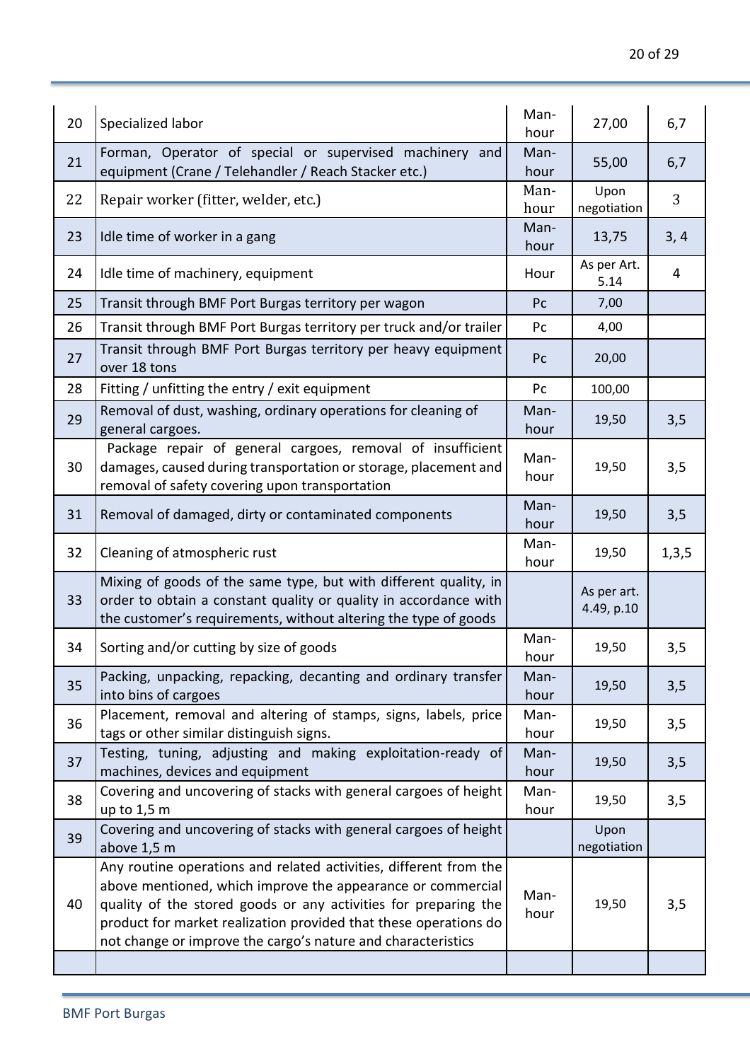| 20 | Specialized labor | Man-hour | 27,00 | 6,7 |
|---|---|---|---|---|
| 21 | Forman, Operator of special or supervised machinery and equipment (Crane / Telehandler / Reach Stacker etc.) | Man-hour | 55,00 | 6,7 |
| 22 | Repair worker (fitter, welder, etc.) | Man-hour | Upon negotiation | 3 |
| 23 | Idle time of worker in a gang | Man-hour | 13,75 | 3, 4 |
| 24 | Idle time of machinery, equipment | Hour | As per Art. 5.14 | 4 |
| 25 | Transit through BMF Port Burgas territory per wagon | Pc | 7,00 | |
| 26 | Transit through BMF Port Burgas territory per truck and/or trailer | Pc | 4,00 | |
| 27 | Transit through BMF Port Burgas territory per heavy equipment over 18 tons | Pc | 20,00 | |
| 28 | Fitting / unfitting the entry / exit equipment | Pc | 100,00 | |
| 29 | Removal of dust, washing, ordinary operations for cleaning of general cargoes. | Man-hour | 19,50 | 3,5 |
| 30 | Package repair of general cargoes, removal of insufficient damages, caused during transportation or storage, placement and removal of safety covering upon transportation | Man-hour | 19,50 | 3,5 |
| 31 | Removal of damaged, dirty or contaminated components | Man-hour | 19,50 | 3,5 |
| 32 | Cleaning of atmospheric rust | Man-hour | 19,50 | 1,3,5 |
| 33 | Mixing of goods of the same type, but with different quality, in order to obtain a constant quality or quality in accordance with the customer's requirements, without altering the type of goods | | As per art. 4.49, p.10 | |
| 34 | Sorting and/or cutting by size of goods | Man-hour | 19,50 | 3,5 |
| 35 | Packing, unpacking, repacking, decanting and ordinary transfer into bins of cargoes | Man-hour | 19,50 | 3,5 |
| 36 | Placement, removal and altering of stamps, signs, labels, price tags or other similar distinguish signs. | Man-hour | 19,50 | 3,5 |
| 37 | Testing, tuning, adjusting and making exploitation-ready of machines, devices and equipment | Man-hour | 19,50 | 3,5 |
| 38 | Covering and uncovering of stacks with general cargoes of height up to 1,5 m | Man-hour | 19,50 | 3,5 |
| 39 | Covering and uncovering of stacks with general cargoes of height above 1,5 m | | Upon negotiation | |
| 40 | Any routine operations and related activities, different from the above mentioned, which improve the appearance or commercial quality of the stored goods or any activities for preparing the product for market realization provided that these operations do not change or improve the cargo's nature and characteristics | Man-hour | 19,50 | 3,5 |
| | | | | |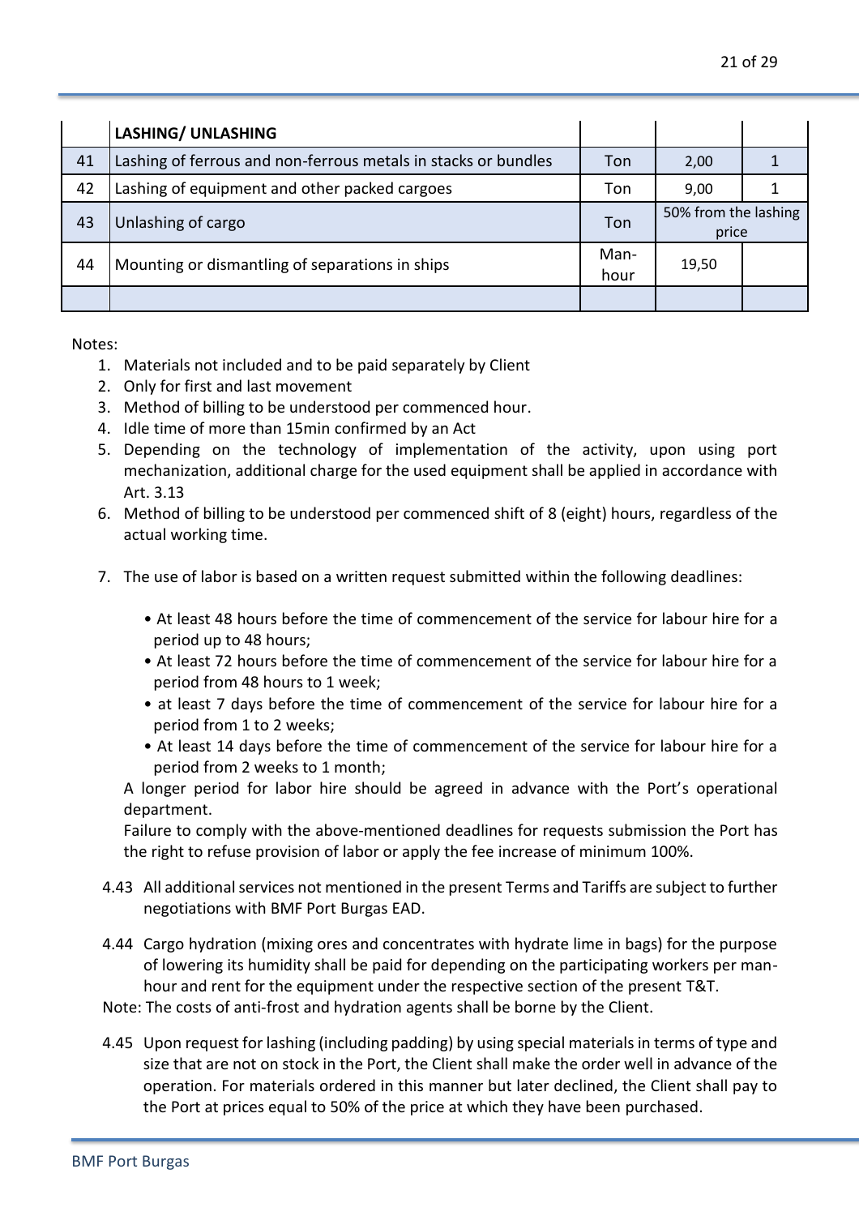| | LASHING/ UNLASHING | | | |
|---|---|---|---|---|
| 41 | Lashing of ferrous and non-ferrous metals in stacks or bundles | Ton | 2,00 | 1 |
| 42 | Lashing of equipment and other packed cargoes | Ton | 9,00 | 1 |
| 43 | Unlashing of cargo | Ton | 50% from the lashing price | |
| 44 | Mounting or dismantling of separations in ships | Man-hour | 19,50 | |
| | | | | |

Notes:

1. Materials not included and to be paid separately by Client
2. Only for first and last movement
3. Method of billing to be understood per commenced hour.
4. Idle time of more than 15min confirmed by an Act
5. Depending on the technology of implementation of the activity, upon using port mechanization, additional charge for the used equipment shall be applied in accordance with Art. 3.13
6. Method of billing to be understood per commenced shift of 8 (eight) hours, regardless of the actual working time.
7. The use of labor is based on a written request submitted within the following deadlines:
   - At least 48 hours before the time of commencement of the service for labour hire for a period up to 48 hours;
   - At least 72 hours before the time of commencement of the service for labour hire for a period from 48 hours to 1 week;
   - at least 7 days before the time of commencement of the service for labour hire for a period from 1 to 2 weeks;
   - At least 14 days before the time of commencement of the service for labour hire for a period from 2 weeks to 1 month;

   A longer period for labor hire should be agreed in advance with the Port's operational department.

   Failure to comply with the above-mentioned deadlines for requests submission the Port has the right to refuse provision of labor or apply the fee increase of minimum 100%.

4.43 All additional services not mentioned in the present Terms and Tariffs are subject to further negotiations with BMF Port Burgas EAD.

4.44 Cargo hydration (mixing ores and concentrates with hydrate lime in bags) for the purpose of lowering its humidity shall be paid for depending on the participating workers per man-hour and rent for the equipment under the respective section of the present T&T.

Note: The costs of anti-frost and hydration agents shall be borne by the Client.

4.45 Upon request for lashing (including padding) by using special materials in terms of type and size that are not on stock in the Port, the Client shall make the order well in advance of the operation. For materials ordered in this manner but later declined, the Client shall pay to the Port at prices equal to 50% of the price at which they have been purchased.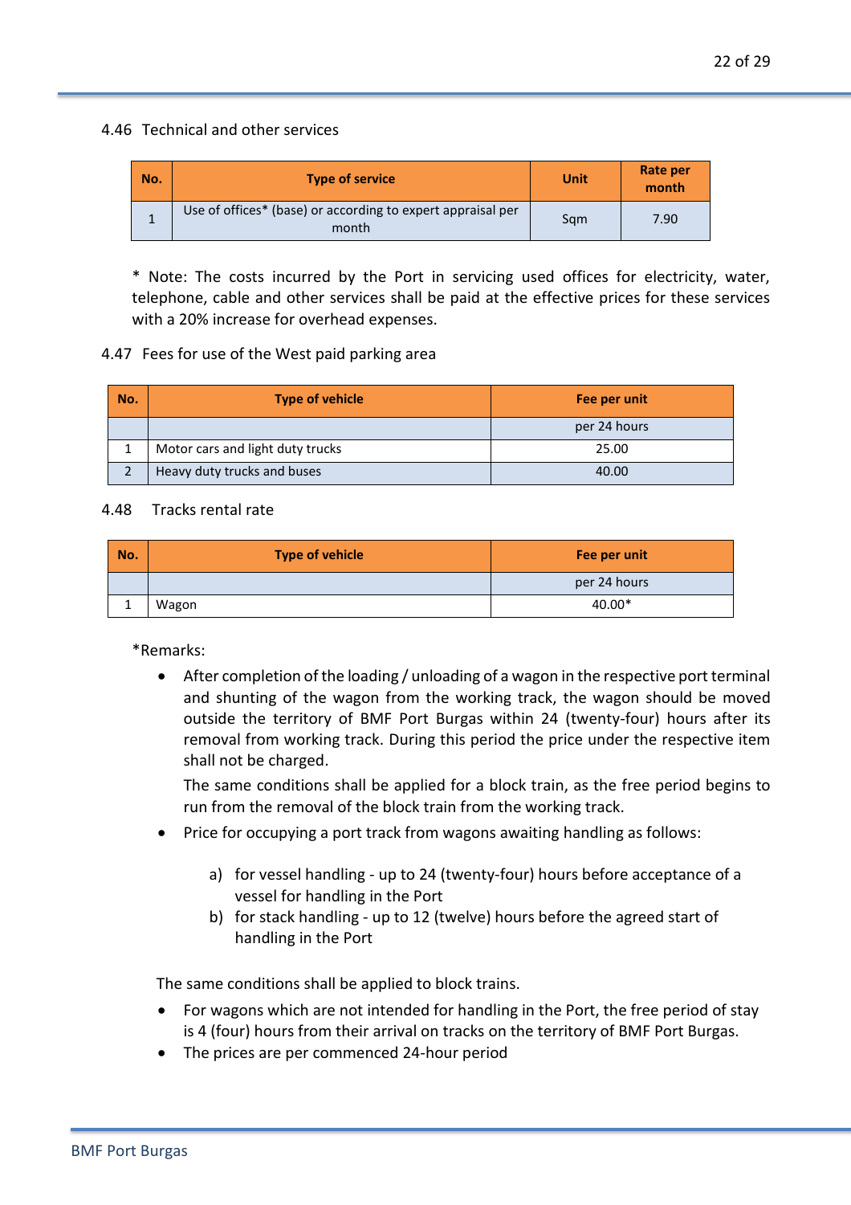### 4.46 Technical and other services

| No. | Type of service | Unit | Rate per month |
|---|---|---|---|
| 1 | Use of offices* (base) or according to expert appraisal per month | Sqm | 7.90 |

* Note: The costs incurred by the Port in servicing used offices for electricity, water, telephone, cable and other services shall be paid at the effective prices for these services with a 20% increase for overhead expenses.

### 4.47 Fees for use of the West paid parking area

| No. | Type of vehicle | Fee per unit |
|---|---|---|
| | | per 24 hours |
| 1 | Motor cars and light duty trucks | 25.00 |
| 2 | Heavy duty trucks and buses | 40.00 |

### 4.48 Tracks rental rate

| No. | Type of vehicle | Fee per unit |
|---|---|---|
| | | per 24 hours |
| 1 | Wagon | 40.00* |

*Remarks:

- After completion of the loading / unloading of a wagon in the respective port terminal and shunting of the wagon from the working track, the wagon should be moved outside the territory of BMF Port Burgas within 24 (twenty-four) hours after its removal from working track. During this period the price under the respective item shall not be charged.

  The same conditions shall be applied for a block train, as the free period begins to run from the removal of the block train from the working track.
- Price for occupying a port track from wagons awaiting handling as follows:

  a) for vessel handling - up to 24 (twenty-four) hours before acceptance of a vessel for handling in the Port
  b) for stack handling - up to 12 (twelve) hours before the agreed start of handling in the Port

  The same conditions shall be applied to block trains.
- For wagons which are not intended for handling in the Port, the free period of stay is 4 (four) hours from their arrival on tracks on the territory of BMF Port Burgas.
- The prices are per commenced 24-hour period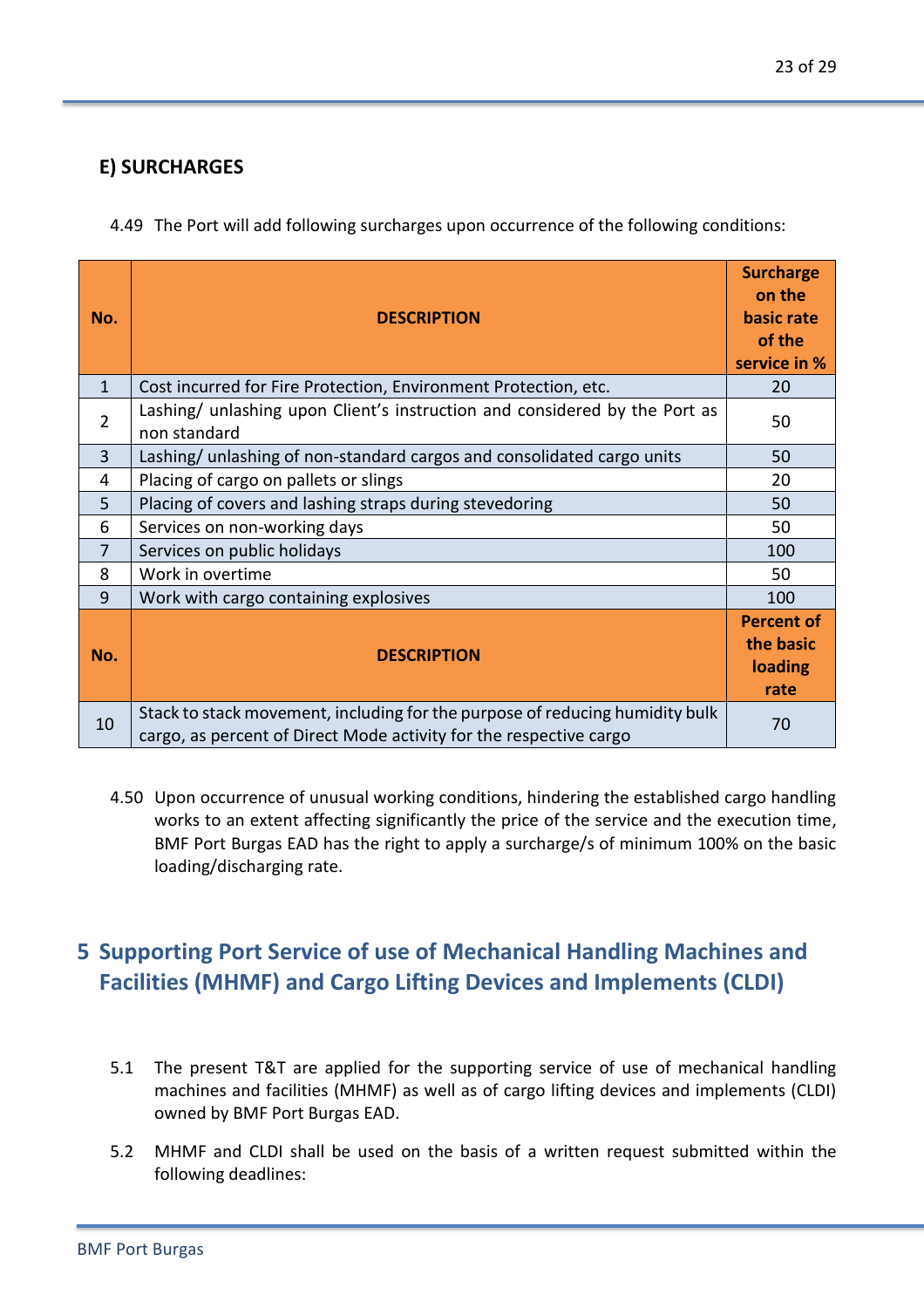### E) SURCHARGES

4.49 The Port will add following surcharges upon occurrence of the following conditions:

| No. | DESCRIPTION | Surcharge on the basic rate of the service in % |
|---|---|---|
| 1 | Cost incurred for Fire Protection, Environment Protection, etc. | 20 |
| 2 | Lashing/ unlashing upon Client's instruction and considered by the Port as non standard | 50 |
| 3 | Lashing/ unlashing of non-standard cargos and consolidated cargo units | 50 |
| 4 | Placing of cargo on pallets or slings | 20 |
| 5 | Placing of covers and lashing straps during stevedoring | 50 |
| 6 | Services on non-working days | 50 |
| 7 | Services on public holidays | 100 |
| 8 | Work in overtime | 50 |
| 9 | Work with cargo containing explosives | 100 |
| **No.** | **DESCRIPTION** | **Percent of the basic loading rate** |
| 10 | Stack to stack movement, including for the purpose of reducing humidity bulk cargo, as percent of Direct Mode activity for the respective cargo | 70 |

4.50 Upon occurrence of unusual working conditions, hindering the established cargo handling works to an extent affecting significantly the price of the service and the execution time, BMF Port Burgas EAD has the right to apply a surcharge/s of minimum 100% on the basic loading/discharging rate.

# 5 Supporting Port Service of use of Mechanical Handling Machines and Facilities (MHMF) and Cargo Lifting Devices and Implements (CLDI)

5.1 The present T&T are applied for the supporting service of use of mechanical handling machines and facilities (MHMF) as well as of cargo lifting devices and implements (CLDI) owned by BMF Port Burgas EAD.

5.2 MHMF and CLDI shall be used on the basis of a written request submitted within the following deadlines: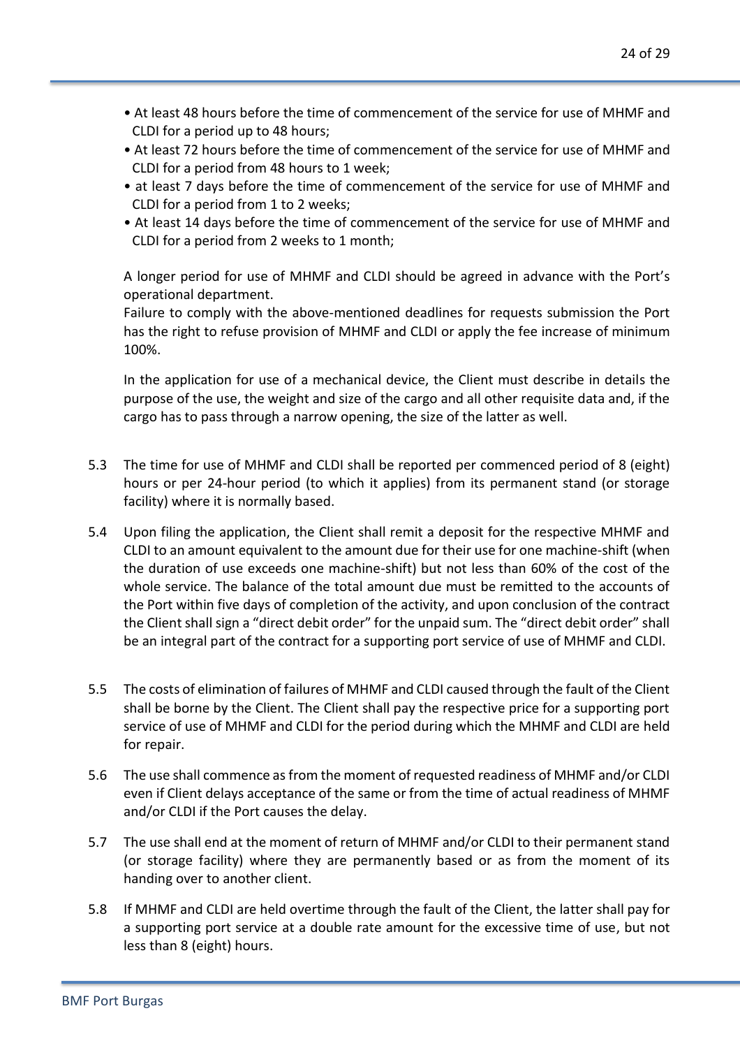- At least 48 hours before the time of commencement of the service for use of MHMF and CLDI for a period up to 48 hours;
- At least 72 hours before the time of commencement of the service for use of MHMF and CLDI for a period from 48 hours to 1 week;
- at least 7 days before the time of commencement of the service for use of MHMF and CLDI for a period from 1 to 2 weeks;
- At least 14 days before the time of commencement of the service for use of MHMF and CLDI for a period from 2 weeks to 1 month;

A longer period for use of MHMF and CLDI should be agreed in advance with the Port's operational department.
Failure to comply with the above-mentioned deadlines for requests submission the Port has the right to refuse provision of MHMF and CLDI or apply the fee increase of minimum 100%.

In the application for use of a mechanical device, the Client must describe in details the purpose of the use, the weight and size of the cargo and all other requisite data and, if the cargo has to pass through a narrow opening, the size of the latter as well.

5.3 The time for use of MHMF and CLDI shall be reported per commenced period of 8 (eight) hours or per 24-hour period (to which it applies) from its permanent stand (or storage facility) where it is normally based.

5.4 Upon filing the application, the Client shall remit a deposit for the respective MHMF and CLDI to an amount equivalent to the amount due for their use for one machine-shift (when the duration of use exceeds one machine-shift) but not less than 60% of the cost of the whole service. The balance of the total amount due must be remitted to the accounts of the Port within five days of completion of the activity, and upon conclusion of the contract the Client shall sign a "direct debit order" for the unpaid sum. The "direct debit order" shall be an integral part of the contract for a supporting port service of use of MHMF and CLDI.

5.5 The costs of elimination of failures of MHMF and CLDI caused through the fault of the Client shall be borne by the Client. The Client shall pay the respective price for a supporting port service of use of MHMF and CLDI for the period during which the MHMF and CLDI are held for repair.

5.6 The use shall commence as from the moment of requested readiness of MHMF and/or CLDI even if Client delays acceptance of the same or from the time of actual readiness of MHMF and/or CLDI if the Port causes the delay.

5.7 The use shall end at the moment of return of MHMF and/or CLDI to their permanent stand (or storage facility) where they are permanently based or as from the moment of its handing over to another client.

5.8 If MHMF and CLDI are held overtime through the fault of the Client, the latter shall pay for a supporting port service at a double rate amount for the excessive time of use, but not less than 8 (eight) hours.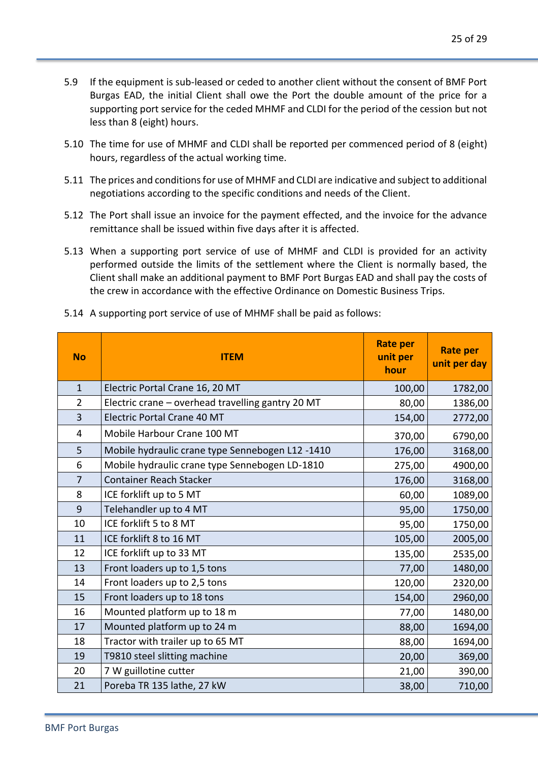5.9 If the equipment is sub-leased or ceded to another client without the consent of BMF Port Burgas EAD, the initial Client shall owe the Port the double amount of the price for a supporting port service for the ceded MHMF and CLDI for the period of the cession but not less than 8 (eight) hours.

5.10 The time for use of MHMF and CLDI shall be reported per commenced period of 8 (eight) hours, regardless of the actual working time.

5.11 The prices and conditions for use of MHMF and CLDI are indicative and subject to additional negotiations according to the specific conditions and needs of the Client.

5.12 The Port shall issue an invoice for the payment effected, and the invoice for the advance remittance shall be issued within five days after it is affected.

5.13 When a supporting port service of use of MHMF and CLDI is provided for an activity performed outside the limits of the settlement where the Client is normally based, the Client shall make an additional payment to BMF Port Burgas EAD and shall pay the costs of the crew in accordance with the effective Ordinance on Domestic Business Trips.

5.14 A supporting port service of use of MHMF shall be paid as follows:

| No | ITEM | Rate per unit per hour | Rate per unit per day |
|---|---|---|---|
| 1 | Electric Portal Crane 16, 20 MT | 100,00 | 1782,00 |
| 2 | Electric crane – overhead travelling gantry 20 MT | 80,00 | 1386,00 |
| 3 | Electric Portal Crane 40 MT | 154,00 | 2772,00 |
| 4 | Mobile Harbour Crane 100 MT | 370,00 | 6790,00 |
| 5 | Mobile hydraulic crane type Sennebogen L12 -1410 | 176,00 | 3168,00 |
| 6 | Mobile hydraulic crane type Sennebogen LD-1810 | 275,00 | 4900,00 |
| 7 | Container Reach Stacker | 176,00 | 3168,00 |
| 8 | ICE forklift up to 5 MT | 60,00 | 1089,00 |
| 9 | Telehandler up to 4 MT | 95,00 | 1750,00 |
| 10 | ICE forklift 5 to 8 MT | 95,00 | 1750,00 |
| 11 | ICE forklift 8 to 16 MT | 105,00 | 2005,00 |
| 12 | ICE forklift up to 33 MT | 135,00 | 2535,00 |
| 13 | Front loaders up to 1,5 tons | 77,00 | 1480,00 |
| 14 | Front loaders up to 2,5 tons | 120,00 | 2320,00 |
| 15 | Front loaders up to 18 tons | 154,00 | 2960,00 |
| 16 | Mounted platform up to 18 m | 77,00 | 1480,00 |
| 17 | Mounted platform up to 24 m | 88,00 | 1694,00 |
| 18 | Tractor with trailer up to 65 MT | 88,00 | 1694,00 |
| 19 | T9810 steel slitting machine | 20,00 | 369,00 |
| 20 | 7 W guillotine cutter | 21,00 | 390,00 |
| 21 | Poreba TR 135 lathe, 27 kW | 38,00 | 710,00 |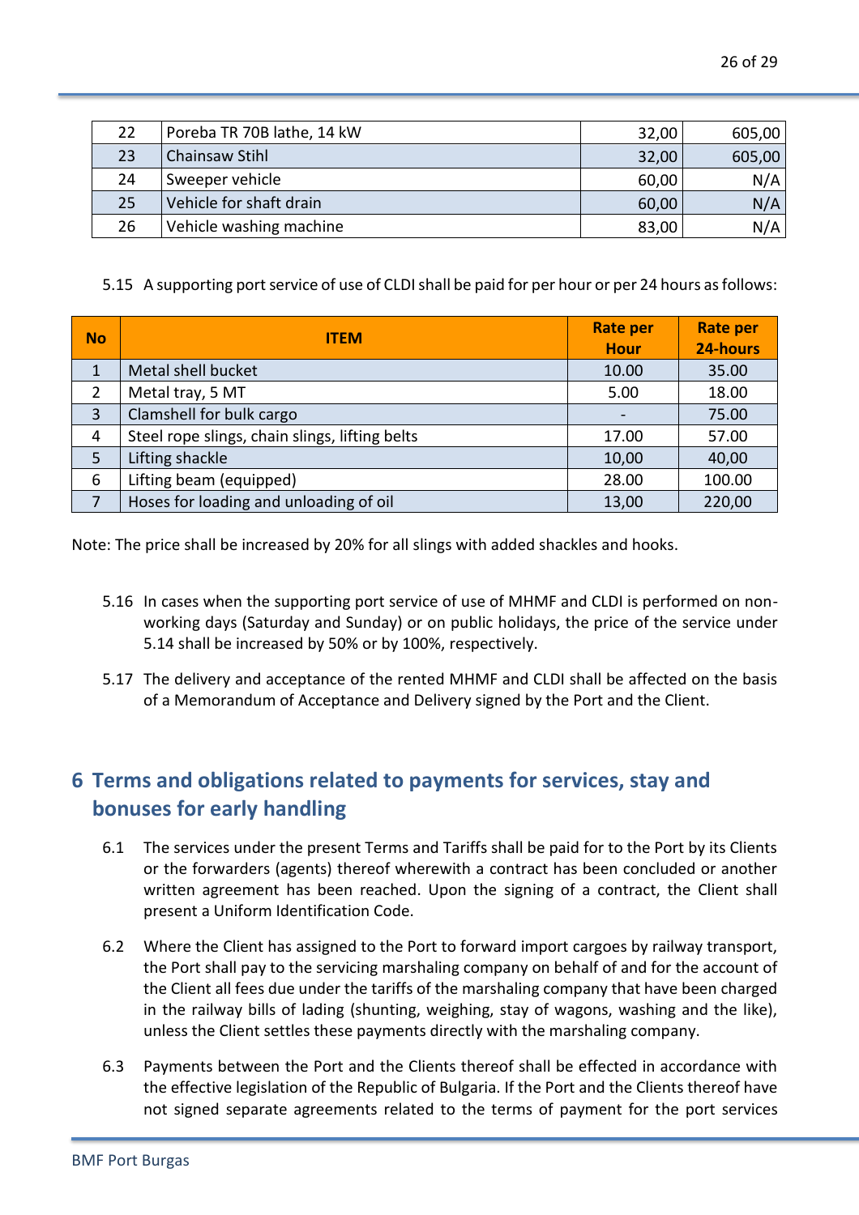| 22 | Poreba TR 70B lathe, 14 kW | 32,00 | 605,00 |
|---|---|---|---|
| 23 | Chainsaw Stihl | 32,00 | 605,00 |
| 24 | Sweeper vehicle | 60,00 | N/A |
| 25 | Vehicle for shaft drain | 60,00 | N/A |
| 26 | Vehicle washing machine | 83,00 | N/A |

5.15 A supporting port service of use of CLDI shall be paid for per hour or per 24 hours as follows:

| No | ITEM | Rate per Hour | Rate per 24-hours |
|---|---|---|---|
| 1 | Metal shell bucket | 10.00 | 35.00 |
| 2 | Metal tray, 5 MT | 5.00 | 18.00 |
| 3 | Clamshell for bulk cargo | - | 75.00 |
| 4 | Steel rope slings, chain slings, lifting belts | 17.00 | 57.00 |
| 5 | Lifting shackle | 10,00 | 40,00 |
| 6 | Lifting beam (equipped) | 28.00 | 100.00 |
| 7 | Hoses for loading and unloading of oil | 13,00 | 220,00 |

Note: The price shall be increased by 20% for all slings with added shackles and hooks.

5.16 In cases when the supporting port service of use of MHMF and CLDI is performed on non-working days (Saturday and Sunday) or on public holidays, the price of the service under 5.14 shall be increased by 50% or by 100%, respectively.

5.17 The delivery and acceptance of the rented MHMF and CLDI shall be affected on the basis of a Memorandum of Acceptance and Delivery signed by the Port and the Client.

# 6 Terms and obligations related to payments for services, stay and bonuses for early handling

6.1 The services under the present Terms and Tariffs shall be paid for to the Port by its Clients or the forwarders (agents) thereof wherewith a contract has been concluded or another written agreement has been reached. Upon the signing of a contract, the Client shall present a Uniform Identification Code.

6.2 Where the Client has assigned to the Port to forward import cargoes by railway transport, the Port shall pay to the servicing marshaling company on behalf of and for the account of the Client all fees due under the tariffs of the marshaling company that have been charged in the railway bills of lading (shunting, weighing, stay of wagons, washing and the like), unless the Client settles these payments directly with the marshaling company.

6.3 Payments between the Port and the Clients thereof shall be effected in accordance with the effective legislation of the Republic of Bulgaria. If the Port and the Clients thereof have not signed separate agreements related to the terms of payment for the port services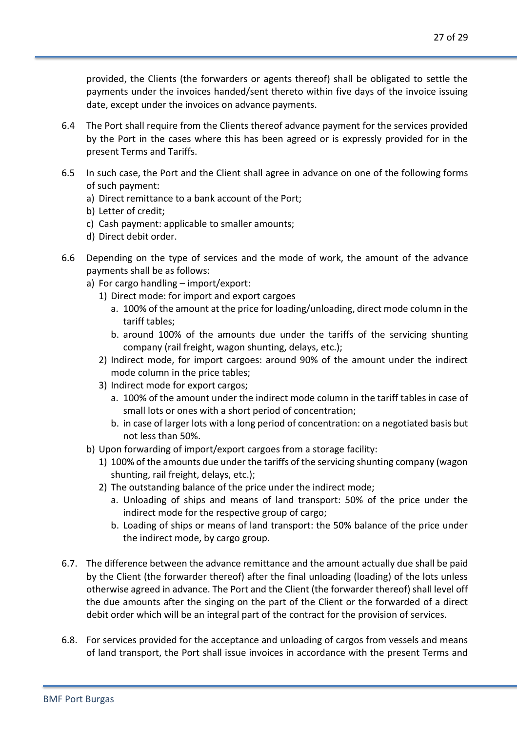provided, the Clients (the forwarders or agents thereof) shall be obligated to settle the payments under the invoices handed/sent thereto within five days of the invoice issuing date, except under the invoices on advance payments.

6.4 The Port shall require from the Clients thereof advance payment for the services provided by the Port in the cases where this has been agreed or is expressly provided for in the present Terms and Tariffs.

6.5 In such case, the Port and the Client shall agree in advance on one of the following forms of such payment:
   a) Direct remittance to a bank account of the Port;
   b) Letter of credit;
   c) Cash payment: applicable to smaller amounts;
   d) Direct debit order.

6.6 Depending on the type of services and the mode of work, the amount of the advance payments shall be as follows:
   a) For cargo handling – import/export:
      1) Direct mode: for import and export cargoes
         a. 100% of the amount at the price for loading/unloading, direct mode column in the tariff tables;
         b. around 100% of the amounts due under the tariffs of the servicing shunting company (rail freight, wagon shunting, delays, etc.);
      2) Indirect mode, for import cargoes: around 90% of the amount under the indirect mode column in the price tables;
      3) Indirect mode for export cargos;
         a. 100% of the amount under the indirect mode column in the tariff tables in case of small lots or ones with a short period of concentration;
         b. in case of larger lots with a long period of concentration: on a negotiated basis but not less than 50%.
   b) Upon forwarding of import/export cargoes from a storage facility:
      1) 100% of the amounts due under the tariffs of the servicing shunting company (wagon shunting, rail freight, delays, etc.);
      2) The outstanding balance of the price under the indirect mode;
         a. Unloading of ships and means of land transport: 50% of the price under the indirect mode for the respective group of cargo;
         b. Loading of ships or means of land transport: the 50% balance of the price under the indirect mode, by cargo group.

6.7. The difference between the advance remittance and the amount actually due shall be paid by the Client (the forwarder thereof) after the final unloading (loading) of the lots unless otherwise agreed in advance. The Port and the Client (the forwarder thereof) shall level off the due amounts after the singing on the part of the Client or the forwarded of a direct debit order which will be an integral part of the contract for the provision of services.

6.8. For services provided for the acceptance and unloading of cargos from vessels and means of land transport, the Port shall issue invoices in accordance with the present Terms and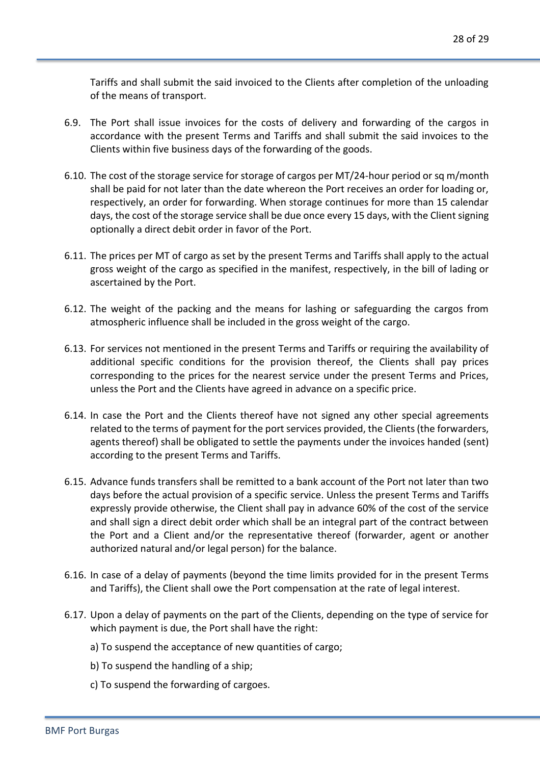Tariffs and shall submit the said invoiced to the Clients after completion of the unloading of the means of transport.

6.9. The Port shall issue invoices for the costs of delivery and forwarding of the cargos in accordance with the present Terms and Tariffs and shall submit the said invoices to the Clients within five business days of the forwarding of the goods.

6.10. The cost of the storage service for storage of cargos per MT/24-hour period or sq m/month shall be paid for not later than the date whereon the Port receives an order for loading or, respectively, an order for forwarding. When storage continues for more than 15 calendar days, the cost of the storage service shall be due once every 15 days, with the Client signing optionally a direct debit order in favor of the Port.

6.11. The prices per MT of cargo as set by the present Terms and Tariffs shall apply to the actual gross weight of the cargo as specified in the manifest, respectively, in the bill of lading or ascertained by the Port.

6.12. The weight of the packing and the means for lashing or safeguarding the cargos from atmospheric influence shall be included in the gross weight of the cargo.

6.13. For services not mentioned in the present Terms and Tariffs or requiring the availability of additional specific conditions for the provision thereof, the Clients shall pay prices corresponding to the prices for the nearest service under the present Terms and Prices, unless the Port and the Clients have agreed in advance on a specific price.

6.14. In case the Port and the Clients thereof have not signed any other special agreements related to the terms of payment for the port services provided, the Clients (the forwarders, agents thereof) shall be obligated to settle the payments under the invoices handed (sent) according to the present Terms and Tariffs.

6.15. Advance funds transfers shall be remitted to a bank account of the Port not later than two days before the actual provision of a specific service. Unless the present Terms and Tariffs expressly provide otherwise, the Client shall pay in advance 60% of the cost of the service and shall sign a direct debit order which shall be an integral part of the contract between the Port and a Client and/or the representative thereof (forwarder, agent or another authorized natural and/or legal person) for the balance.

6.16. In case of a delay of payments (beyond the time limits provided for in the present Terms and Tariffs), the Client shall owe the Port compensation at the rate of legal interest.

6.17. Upon a delay of payments on the part of the Clients, depending on the type of service for which payment is due, the Port shall have the right:

a) To suspend the acceptance of new quantities of cargo;

b) To suspend the handling of a ship;

c) To suspend the forwarding of cargoes.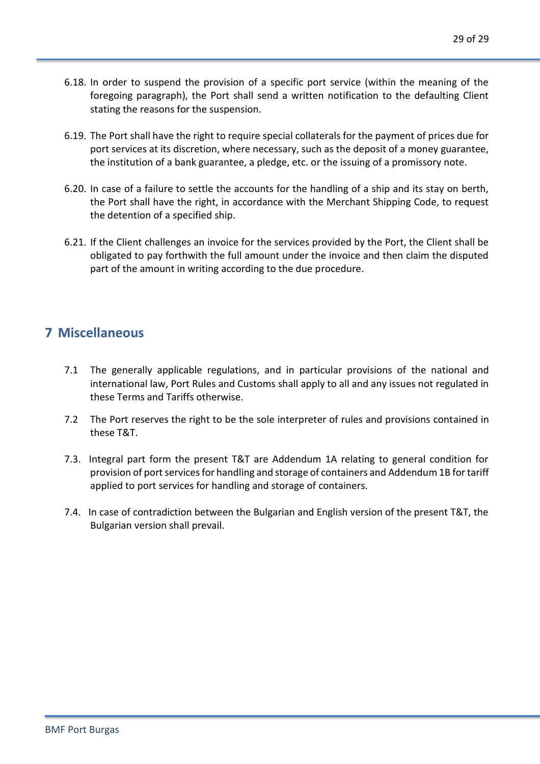6.18. In order to suspend the provision of a specific port service (within the meaning of the foregoing paragraph), the Port shall send a written notification to the defaulting Client stating the reasons for the suspension.

6.19. The Port shall have the right to require special collaterals for the payment of prices due for port services at its discretion, where necessary, such as the deposit of a money guarantee, the institution of a bank guarantee, a pledge, etc. or the issuing of a promissory note.

6.20. In case of a failure to settle the accounts for the handling of a ship and its stay on berth, the Port shall have the right, in accordance with the Merchant Shipping Code, to request the detention of a specified ship.

6.21. If the Client challenges an invoice for the services provided by the Port, the Client shall be obligated to pay forthwith the full amount under the invoice and then claim the disputed part of the amount in writing according to the due procedure.

# 7 Miscellaneous

7.1 The generally applicable regulations, and in particular provisions of the national and international law, Port Rules and Customs shall apply to all and any issues not regulated in these Terms and Tariffs otherwise.

7.2 The Port reserves the right to be the sole interpreter of rules and provisions contained in these T&T.

7.3. Integral part form the present T&T are Addendum 1A relating to general condition for provision of port services for handling and storage of containers and Addendum 1B for tariff applied to port services for handling and storage of containers.

7.4. In case of contradiction between the Bulgarian and English version of the present T&T, the Bulgarian version shall prevail.